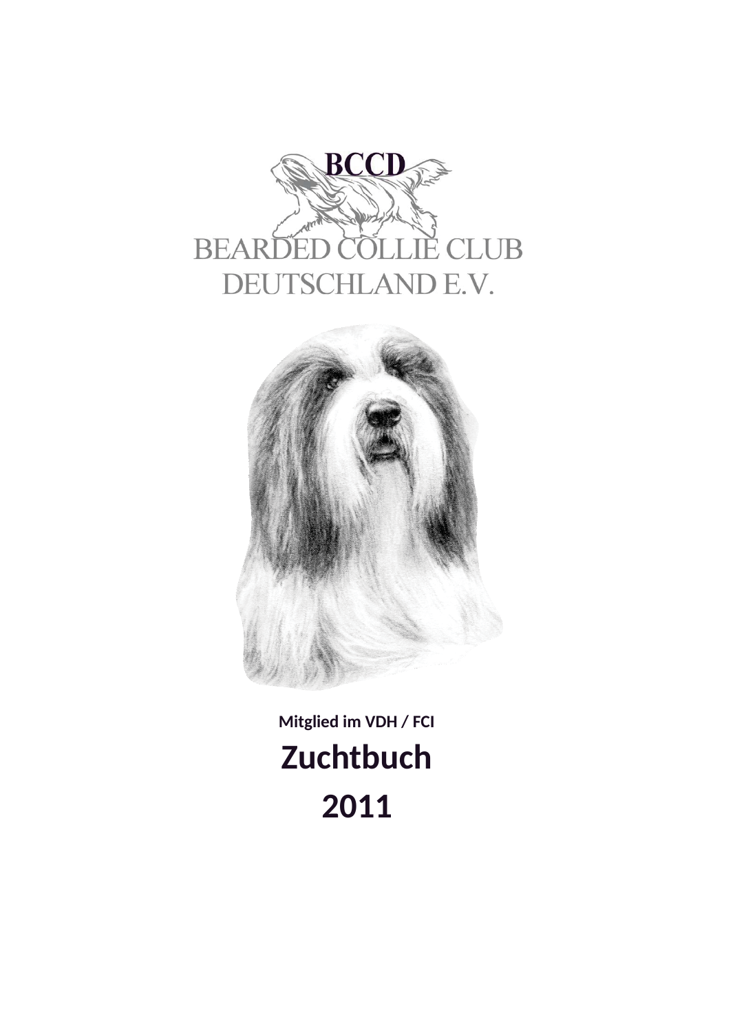BCCD

BEARDED COLLIE CLUB
DEUTSCHLAND E.V.

**Mitglied im VDH / FCI**

# Zuchtbuch

# 2011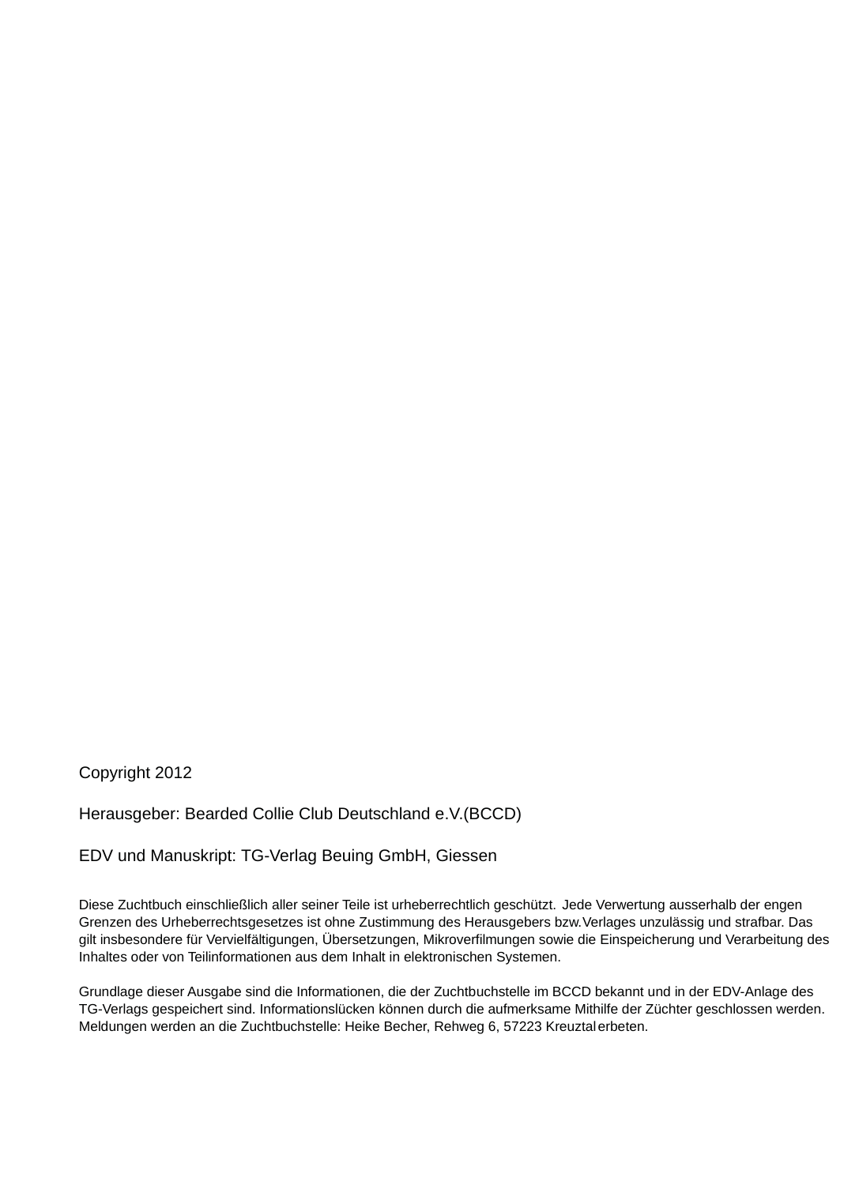Copyright 2012

Herausgeber: Bearded Collie Club Deutschland e.V.(BCCD)

EDV und Manuskript: TG-Verlag Beuing GmbH, Giessen

Diese Zuchtbuch einschließlich aller seiner Teile ist urheberrechtlich geschützt. Jede Verwertung ausserhalb der engen Grenzen des Urheberrechtsgesetzes ist ohne Zustimmung des Herausgebers bzw.Verlages unzulässig und strafbar. Das gilt insbesondere für Vervielfältigungen, Übersetzungen, Mikroverfilmungen sowie die Einspeicherung und Verarbeitung des Inhaltes oder von Teilinformationen aus dem Inhalt in elektronischen Systemen.

Grundlage dieser Ausgabe sind die Informationen, die der Zuchtbuchstelle im BCCD bekannt und in der EDV-Anlage des TG-Verlags gespeichert sind. Informationslücken können durch die aufmerksame Mithilfe der Züchter geschlossen werden. Meldungen werden an die Zuchtbuchstelle: Heike Becher, Rehweg 6, 57223 Kreuztal erbeten.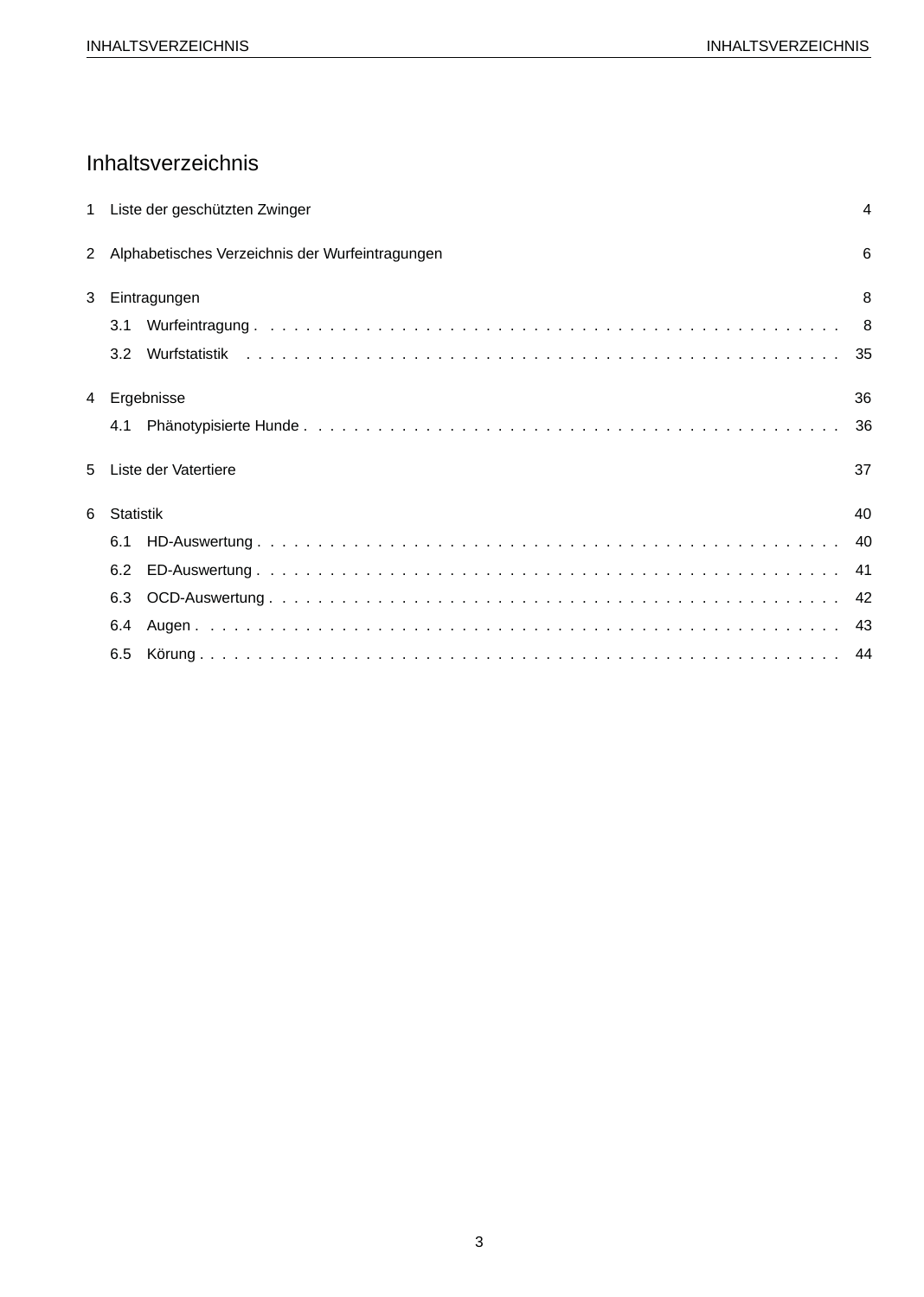# Inhaltsverzeichnis

1 Liste der geschützten Zwinger — 4

2 Alphabetisches Verzeichnis der Wurfeintragungen — 6

3 Eintragungen — 8
- 3.1 Wurfeintragung — 8
- 3.2 Wurfstatistik — 35

4 Ergebnisse — 36
- 4.1 Phänotypisierte Hunde — 36

5 Liste der Vatertiere — 37

6 Statistik — 40
- 6.1 HD-Auswertung — 40
- 6.2 ED-Auswertung — 41
- 6.3 OCD-Auswertung — 42
- 6.4 Augen — 43
- 6.5 Körung — 44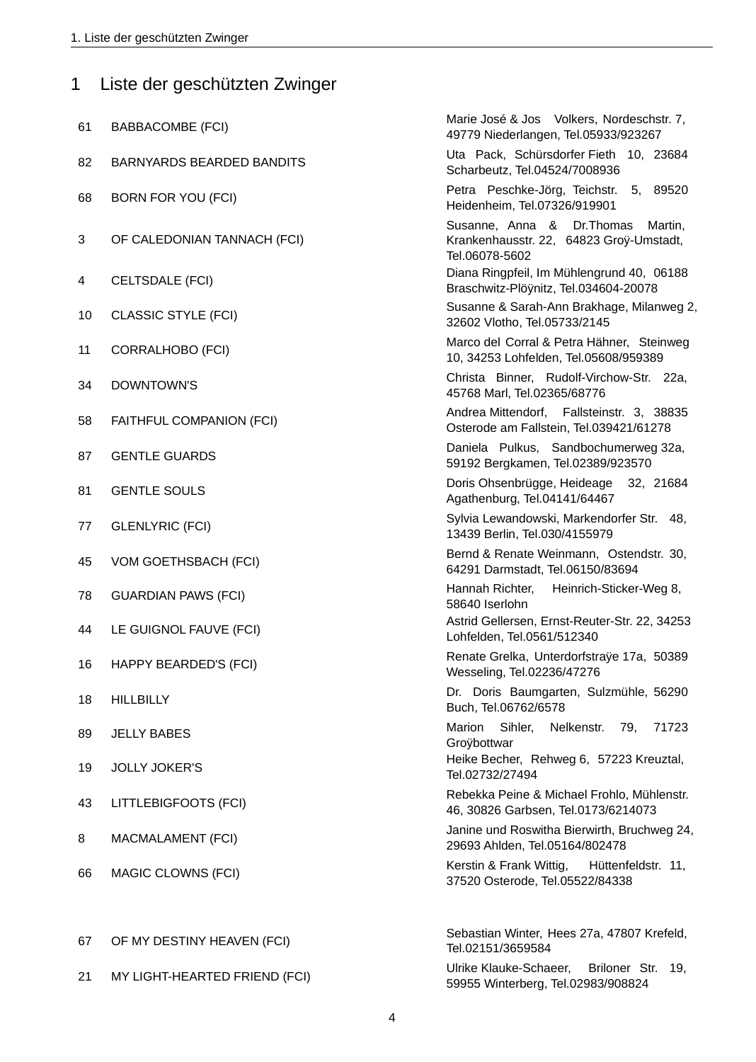# 1 Liste der geschützten Zwinger

| | | |
|---|---|---|
| 61 | BABBACOMBE (FCI) | Marie José & Jos Volkers, Nordeschstr. 7, 49779 Niederlangen, Tel.05933/923267 |
| 82 | BARNYARDS BEARDED BANDITS | Uta Pack, Schürsdorfer Fieth 10, 23684 Scharbeutz, Tel.04524/7008936 |
| 68 | BORN FOR YOU (FCI) | Petra Peschke-Jörg, Teichstr. 5, 89520 Heidenheim, Tel.07326/919901 |
| 3 | OF CALEDONIAN TANNACH (FCI) | Susanne, Anna & Dr.Thomas Martin, Krankenhausstr. 22, 64823 Groÿ-Umstadt, Tel.06078-5602 |
| 4 | CELTSDALE (FCI) | Diana Ringpfeil, Im Mühlengrund 40, 06188 Braschwitz-Plöÿnitz, Tel.034604-20078 |
| 10 | CLASSIC STYLE (FCI) | Susanne & Sarah-Ann Brakhage, Milanweg 2, 32602 Vlotho, Tel.05733/2145 |
| 11 | CORRALHOBO (FCI) | Marco del Corral & Petra Hähner, Steinweg 10, 34253 Lohfelden, Tel.05608/959389 |
| 34 | DOWNTOWN'S | Christa Binner, Rudolf-Virchow-Str. 22a, 45768 Marl, Tel.02365/68776 |
| 58 | FAITHFUL COMPANION (FCI) | Andrea Mittendorf, Fallsteinstr. 3, 38835 Osterode am Fallstein, Tel.039421/61278 |
| 87 | GENTLE GUARDS | Daniela Pulkus, Sandbochumerweg 32a, 59192 Bergkamen, Tel.02389/923570 |
| 81 | GENTLE SOULS | Doris Ohsenbrügge, Heideage 32, 21684 Agathenburg, Tel.04141/64467 |
| 77 | GLENLYRIC (FCI) | Sylvia Lewandowski, Markendorfer Str. 48, 13439 Berlin, Tel.030/4155979 |
| 45 | VOM GOETHSBACH (FCI) | Bernd & Renate Weinmann, Ostendstr. 30, 64291 Darmstadt, Tel.06150/83694 |
| 78 | GUARDIAN PAWS (FCI) | Hannah Richter, Heinrich-Sticker-Weg 8, 58640 Iserlohn |
| 44 | LE GUIGNOL FAUVE (FCI) | Astrid Gellersen, Ernst-Reuter-Str. 22, 34253 Lohfelden, Tel.0561/512340 |
| 16 | HAPPY BEARDED'S (FCI) | Renate Grelka, Unterdorfstraÿe 17a, 50389 Wesseling, Tel.02236/47276 |
| 18 | HILLBILLY | Dr. Doris Baumgarten, Sulzmühle, 56290 Buch, Tel.06762/6578 |
| 89 | JELLY BABES | Marion Sihler, Nelkenstr. 79, 71723 Groÿbottwar |
| 19 | JOLLY JOKER'S | Heike Becher, Rehweg 6, 57223 Kreuztal, Tel.02732/27494 |
| 43 | LITTLEBIGFOOTS (FCI) | Rebekka Peine & Michael Frohlo, Mühlenstr. 46, 30826 Garbsen, Tel.0173/6214073 |
| 8 | MACMALAMENT (FCI) | Janine und Roswitha Bierwirth, Bruchweg 24, 29693 Ahlden, Tel.05164/802478 |
| 66 | MAGIC CLOWNS (FCI) | Kerstin & Frank Wittig, Hüttenfeldstr. 11, 37520 Osterode, Tel.05522/84338 |
| 67 | OF MY DESTINY HEAVEN (FCI) | Sebastian Winter, Hees 27a, 47807 Krefeld, Tel.02151/3659584 |
| 21 | MY LIGHT-HEARTED FRIEND (FCI) | Ulrike Klauke-Schaeer, Briloner Str. 19, 59955 Winterberg, Tel.02983/908824 |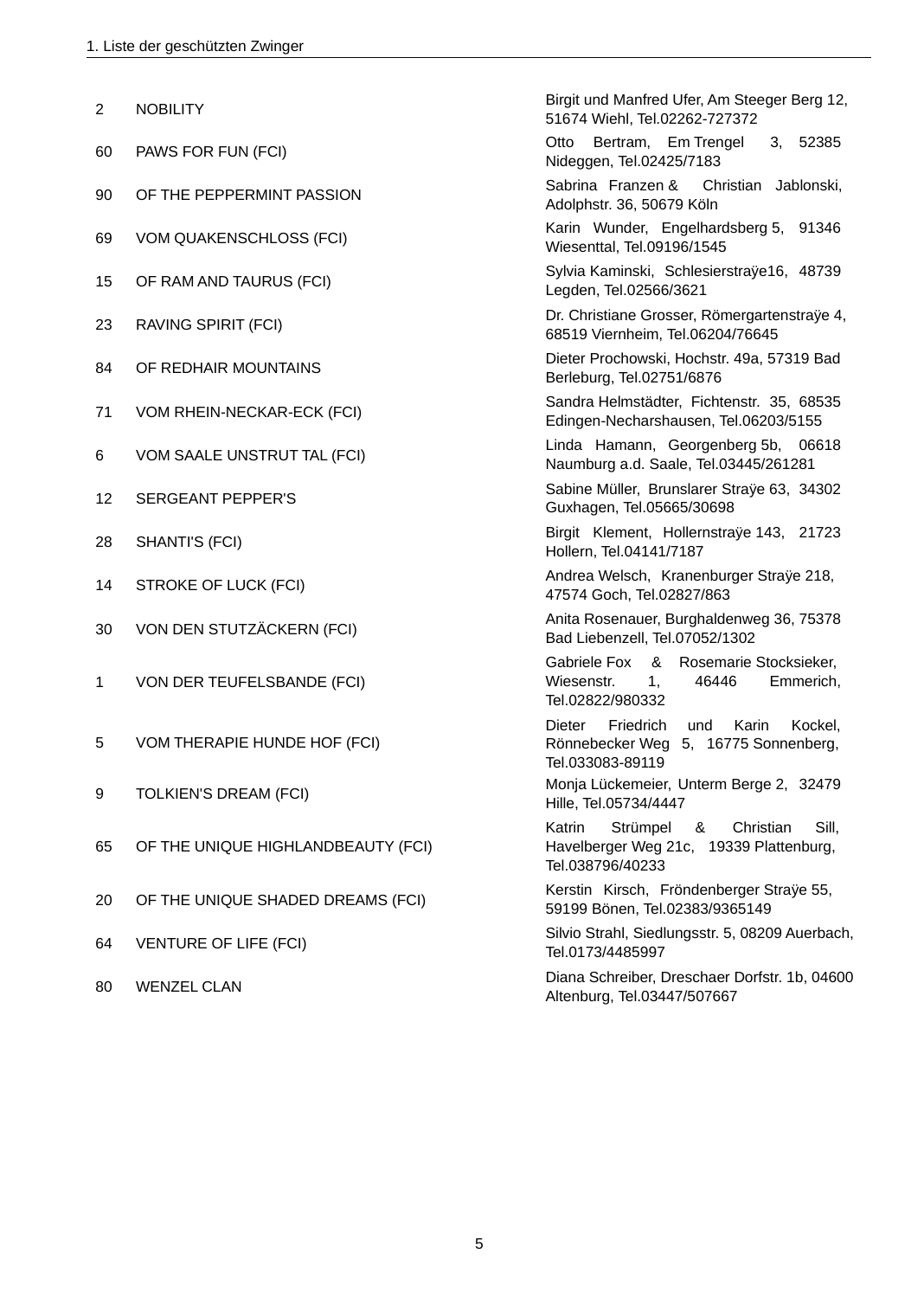| | | |
|---|---|---|
| 2 | NOBILITY | Birgit und Manfred Ufer, Am Steeger Berg 12, 51674 Wiehl, Tel.02262-727372 |
| 60 | PAWS FOR FUN (FCI) | Otto Bertram, Em Trengel 3, 52385 Nideggen, Tel.02425/7183 |
| 90 | OF THE PEPPERMINT PASSION | Sabrina Franzen & Christian Jablonski, Adolphstr. 36, 50679 Köln |
| 69 | VOM QUAKENSCHLOSS (FCI) | Karin Wunder, Engelhardsberg 5, 91346 Wiesenttal, Tel.09196/1545 |
| 15 | OF RAM AND TAURUS (FCI) | Sylvia Kaminski, Schlesierstraÿe16, 48739 Legden, Tel.02566/3621 |
| 23 | RAVING SPIRIT (FCI) | Dr. Christiane Grosser, Römergartenstraÿe 4, 68519 Viernheim, Tel.06204/76645 |
| 84 | OF REDHAIR MOUNTAINS | Dieter Prochowski, Hochstr. 49a, 57319 Bad Berleburg, Tel.02751/6876 |
| 71 | VOM RHEIN-NECKAR-ECK (FCI) | Sandra Helmstädter, Fichtenstr. 35, 68535 Edingen-Necharshausen, Tel.06203/5155 |
| 6 | VOM SAALE UNSTRUT TAL (FCI) | Linda Hamann, Georgenberg 5b, 06618 Naumburg a.d. Saale, Tel.03445/261281 |
| 12 | SERGEANT PEPPER'S | Sabine Müller, Brunslarer Straÿe 63, 34302 Guxhagen, Tel.05665/30698 |
| 28 | SHANTI'S (FCI) | Birgit Klement, Hollernstraÿe 143, 21723 Hollern, Tel.04141/7187 |
| 14 | STROKE OF LUCK (FCI) | Andrea Welsch, Kranenburger Straÿe 218, 47574 Goch, Tel.02827/863 |
| 30 | VON DEN STUTZÄCKERN (FCI) | Anita Rosenauer, Burghaldenweg 36, 75378 Bad Liebenzell, Tel.07052/1302 |
| 1 | VON DER TEUFELSBANDE (FCI) | Gabriele Fox & Rosemarie Stocksieker, Wiesenstr. 1, 46446 Emmerich, Tel.02822/980332 |
| 5 | VOM THERAPIE HUNDE HOF (FCI) | Dieter Friedrich und Karin Kockel, Rönnebecker Weg 5, 16775 Sonnenberg, Tel.033083-89119 |
| 9 | TOLKIEN'S DREAM (FCI) | Monja Lückemeier, Unterm Berge 2, 32479 Hille, Tel.05734/4447 |
| 65 | OF THE UNIQUE HIGHLANDBEAUTY (FCI) | Katrin Strümpel & Christian Sill, Havelberger Weg 21c, 19339 Plattenburg, Tel.038796/40233 |
| 20 | OF THE UNIQUE SHADED DREAMS (FCI) | Kerstin Kirsch, Fröndenberger Straÿe 55, 59199 Bönen, Tel.02383/9365149 |
| 64 | VENTURE OF LIFE (FCI) | Silvio Strahl, Siedlungsstr. 5, 08209 Auerbach, Tel.0173/4485997 |
| 80 | WENZEL CLAN | Diana Schreiber, Dreschaer Dorfstr. 1b, 04600 Altenburg, Tel.03447/507667 |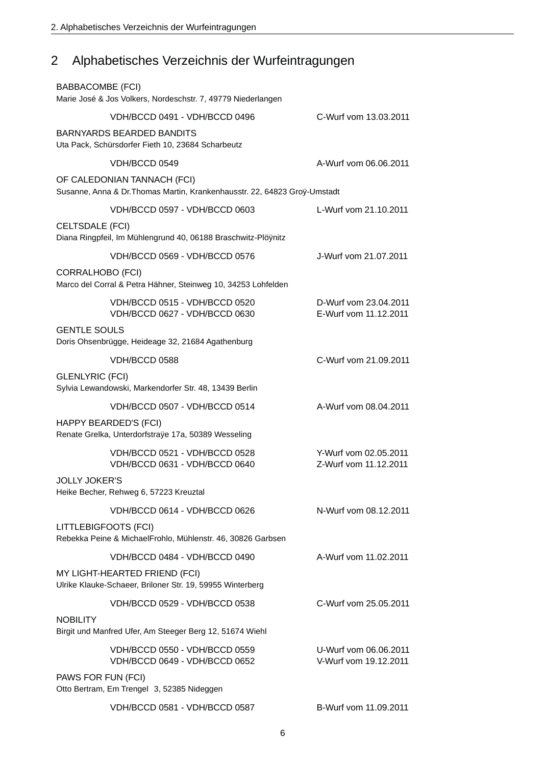## 2 Alphabetisches Verzeichnis der Wurfeintragungen

BABBACOMBE (FCI)
Marie José & Jos Volkers, Nordeschstr. 7, 49779 Niederlangen

| | |
|---|---|
| VDH/BCCD 0491 - VDH/BCCD 0496 | C-Wurf vom 13.03.2011 |

BARNYARDS BEARDED BANDITS
Uta Pack, Schürsdorfer Fieth 10, 23684 Scharbeutz

| | |
|---|---|
| VDH/BCCD 0549 | A-Wurf vom 06.06.2011 |

OF CALEDONIAN TANNACH (FCI)
Susanne, Anna & Dr.Thomas Martin, Krankenhausstr. 22, 64823 Groÿ-Umstadt

| | |
|---|---|
| VDH/BCCD 0597 - VDH/BCCD 0603 | L-Wurf vom 21.10.2011 |

CELTSDALE (FCI)
Diana Ringpfeil, Im Mühlengrund 40, 06188 Braschwitz-Plöÿnitz

| | |
|---|---|
| VDH/BCCD 0569 - VDH/BCCD 0576 | J-Wurf vom 21.07.2011 |

CORRALHOBO (FCI)
Marco del Corral & Petra Hähner, Steinweg 10, 34253 Lohfelden

| | |
|---|---|
| VDH/BCCD 0515 - VDH/BCCD 0520 | D-Wurf vom 23.04.2011 |
| VDH/BCCD 0627 - VDH/BCCD 0630 | E-Wurf vom 11.12.2011 |

GENTLE SOULS
Doris Ohsenbrügge, Heideage 32, 21684 Agathenburg

| | |
|---|---|
| VDH/BCCD 0588 | C-Wurf vom 21.09.2011 |

GLENLYRIC (FCI)
Sylvia Lewandowski, Markendorfer Str. 48, 13439 Berlin

| | |
|---|---|
| VDH/BCCD 0507 - VDH/BCCD 0514 | A-Wurf vom 08.04.2011 |

HAPPY BEARDED'S (FCI)
Renate Grelka, Unterdorfstraÿe 17a, 50389 Wesseling

| | |
|---|---|
| VDH/BCCD 0521 - VDH/BCCD 0528 | Y-Wurf vom 02.05.2011 |
| VDH/BCCD 0631 - VDH/BCCD 0640 | Z-Wurf vom 11.12.2011 |

JOLLY JOKER'S
Heike Becher, Rehweg 6, 57223 Kreuztal

| | |
|---|---|
| VDH/BCCD 0614 - VDH/BCCD 0626 | N-Wurf vom 08.12.2011 |

LITTLEBIGFOOTS (FCI)
Rebekka Peine & MichaelFrohlo, Mühlenstr. 46, 30826 Garbsen

| | |
|---|---|
| VDH/BCCD 0484 - VDH/BCCD 0490 | A-Wurf vom 11.02.2011 |

MY LIGHT-HEARTED FRIEND (FCI)
Ulrike Klauke-Schaeer, Briloner Str. 19, 59955 Winterberg

| | |
|---|---|
| VDH/BCCD 0529 - VDH/BCCD 0538 | C-Wurf vom 25.05.2011 |

NOBILITY
Birgit und Manfred Ufer, Am Steeger Berg 12, 51674 Wiehl

| | |
|---|---|
| VDH/BCCD 0550 - VDH/BCCD 0559 | U-Wurf vom 06.06.2011 |
| VDH/BCCD 0649 - VDH/BCCD 0652 | V-Wurf vom 19.12.2011 |

PAWS FOR FUN (FCI)
Otto Bertram, Em Trengel 3, 52385 Nideggen

| | |
|---|---|
| VDH/BCCD 0581 - VDH/BCCD 0587 | B-Wurf vom 11.09.2011 |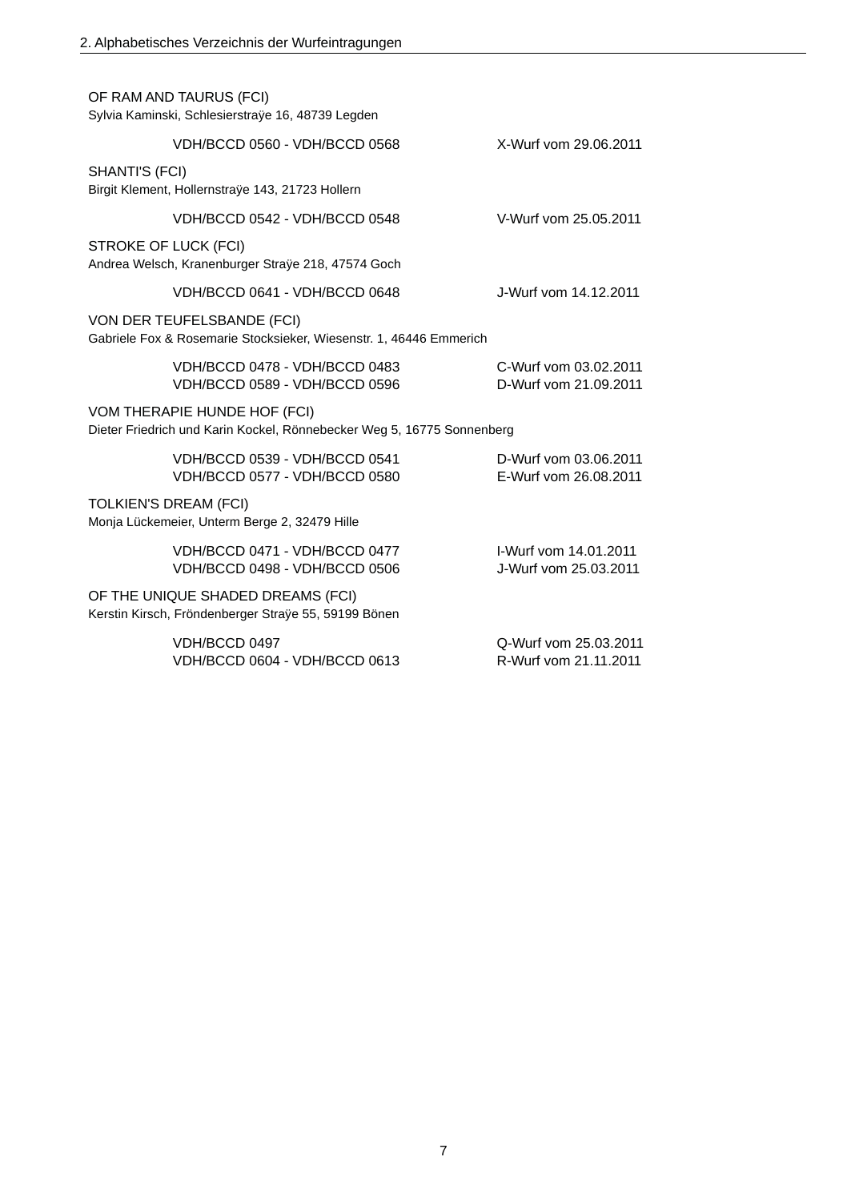OF RAM AND TAURUS (FCI)
Sylvia Kaminski, Schlesierstraÿe 16, 48739 Legden

| | |
|---|---|
| VDH/BCCD 0560 - VDH/BCCD 0568 | X-Wurf vom 29.06.2011 |

SHANTI'S (FCI)
Birgit Klement, Hollernstraÿe 143, 21723 Hollern

| | |
|---|---|
| VDH/BCCD 0542 - VDH/BCCD 0548 | V-Wurf vom 25.05.2011 |

STROKE OF LUCK (FCI)
Andrea Welsch, Kranenburger Straÿe 218, 47574 Goch

| | |
|---|---|
| VDH/BCCD 0641 - VDH/BCCD 0648 | J-Wurf vom 14.12.2011 |

VON DER TEUFELSBANDE (FCI)
Gabriele Fox & Rosemarie Stocksieker, Wiesenstr. 1, 46446 Emmerich

| | |
|---|---|
| VDH/BCCD 0478 - VDH/BCCD 0483 | C-Wurf vom 03.02.2011 |
| VDH/BCCD 0589 - VDH/BCCD 0596 | D-Wurf vom 21.09.2011 |

VOM THERAPIE HUNDE HOF (FCI)
Dieter Friedrich und Karin Kockel, Rönnebecker Weg 5, 16775 Sonnenberg

| | |
|---|---|
| VDH/BCCD 0539 - VDH/BCCD 0541 | D-Wurf vom 03.06.2011 |
| VDH/BCCD 0577 - VDH/BCCD 0580 | E-Wurf vom 26.08.2011 |

TOLKIEN'S DREAM (FCI)
Monja Lückemeier, Unterm Berge 2, 32479 Hille

| | |
|---|---|
| VDH/BCCD 0471 - VDH/BCCD 0477 | I-Wurf vom 14.01.2011 |
| VDH/BCCD 0498 - VDH/BCCD 0506 | J-Wurf vom 25.03.2011 |

OF THE UNIQUE SHADED DREAMS (FCI)
Kerstin Kirsch, Fröndenberger Straÿe 55, 59199 Bönen

| | |
|---|---|
| VDH/BCCD 0497 | Q-Wurf vom 25.03.2011 |
| VDH/BCCD 0604 - VDH/BCCD 0613 | R-Wurf vom 21.11.2011 |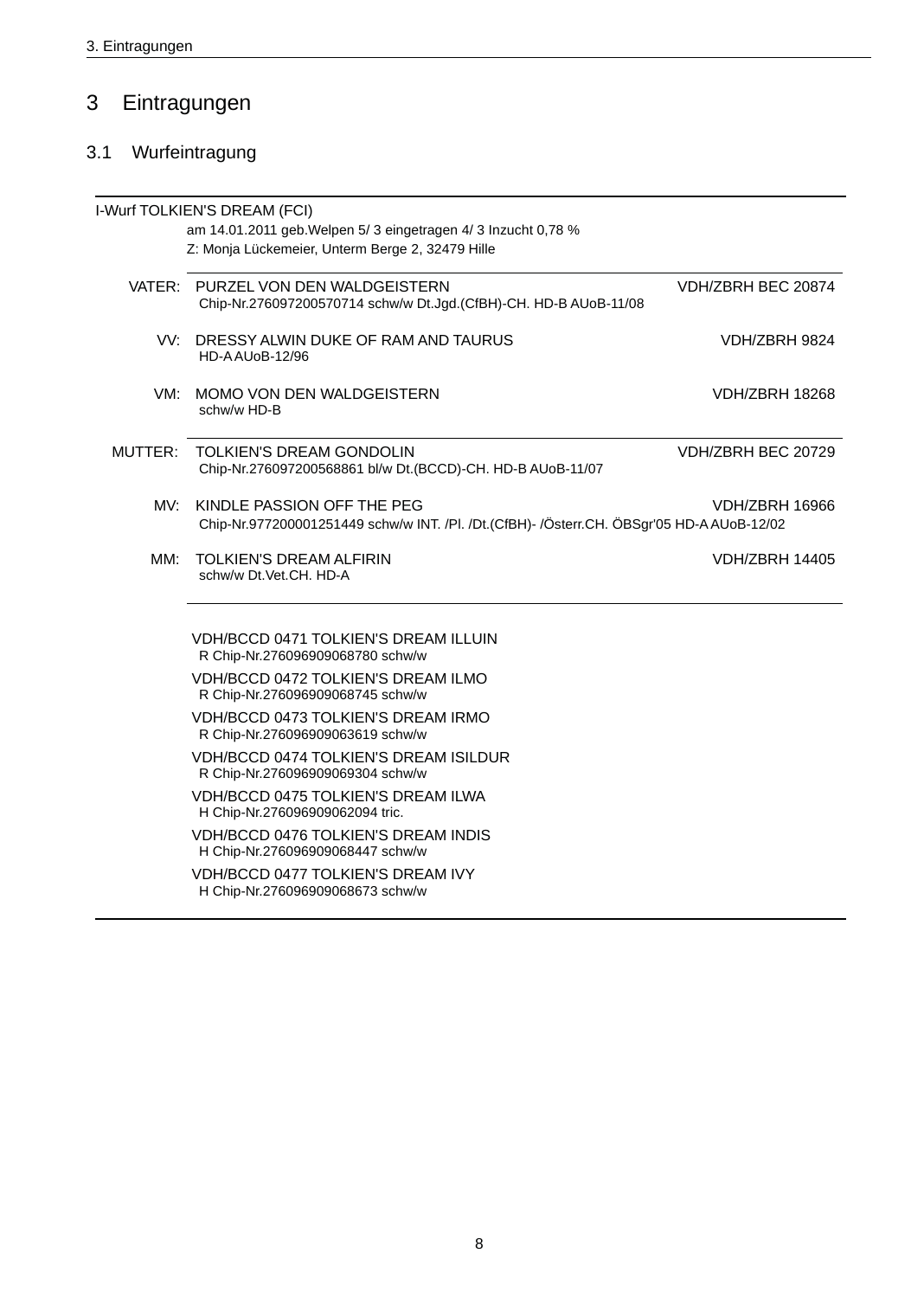# 3 Eintragungen

## 3.1 Wurfeintragung

I-Wurf TOLKIEN'S DREAM (FCI)
am 14.01.2011 geb.Welpen 5/ 3 eingetragen 4/ 3 Inzucht 0,78 %
Z: Monja Lückemeier, Unterm Berge 2, 32479 Hille

| | | |
|---|---|---|
| VATER: | PURZEL VON DEN WALDGEISTERN<br>Chip-Nr.276097200570714 schw/w Dt.Jgd.(CfBH)-CH. HD-B AUoB-11/08 | VDH/ZBRH BEC 20874 |
| VV: | DRESSY ALWIN DUKE OF RAM AND TAURUS<br>HD-A AUoB-12/96 | VDH/ZBRH 9824 |
| VM: | MOMO VON DEN WALDGEISTERN<br>schw/w HD-B | VDH/ZBRH 18268 |
| MUTTER: | TOLKIEN'S DREAM GONDOLIN<br>Chip-Nr.276097200568861 bl/w Dt.(BCCD)-CH. HD-B AUoB-11/07 | VDH/ZBRH BEC 20729 |
| MV: | KINDLE PASSION OFF THE PEG<br>Chip-Nr.977200001251449 schw/w INT. /Pl. /Dt.(CfBH)- /Österr.CH. ÖBSgr'05 HD-A AUoB-12/02 | VDH/ZBRH 16966 |
| MM: | TOLKIEN'S DREAM ALFIRIN<br>schw/w Dt.Vet.CH. HD-A | VDH/ZBRH 14405 |

VDH/BCCD 0471 TOLKIEN'S DREAM ILLUIN
R Chip-Nr.276096909068780 schw/w

VDH/BCCD 0472 TOLKIEN'S DREAM ILMO
R Chip-Nr.276096909068745 schw/w

VDH/BCCD 0473 TOLKIEN'S DREAM IRMO
R Chip-Nr.276096909063619 schw/w

VDH/BCCD 0474 TOLKIEN'S DREAM ISILDUR
R Chip-Nr.276096909069304 schw/w

VDH/BCCD 0475 TOLKIEN'S DREAM ILWA
H Chip-Nr.276096909062094 tric.

VDH/BCCD 0476 TOLKIEN'S DREAM INDIS
H Chip-Nr.276096909068447 schw/w

VDH/BCCD 0477 TOLKIEN'S DREAM IVY
H Chip-Nr.276096909068673 schw/w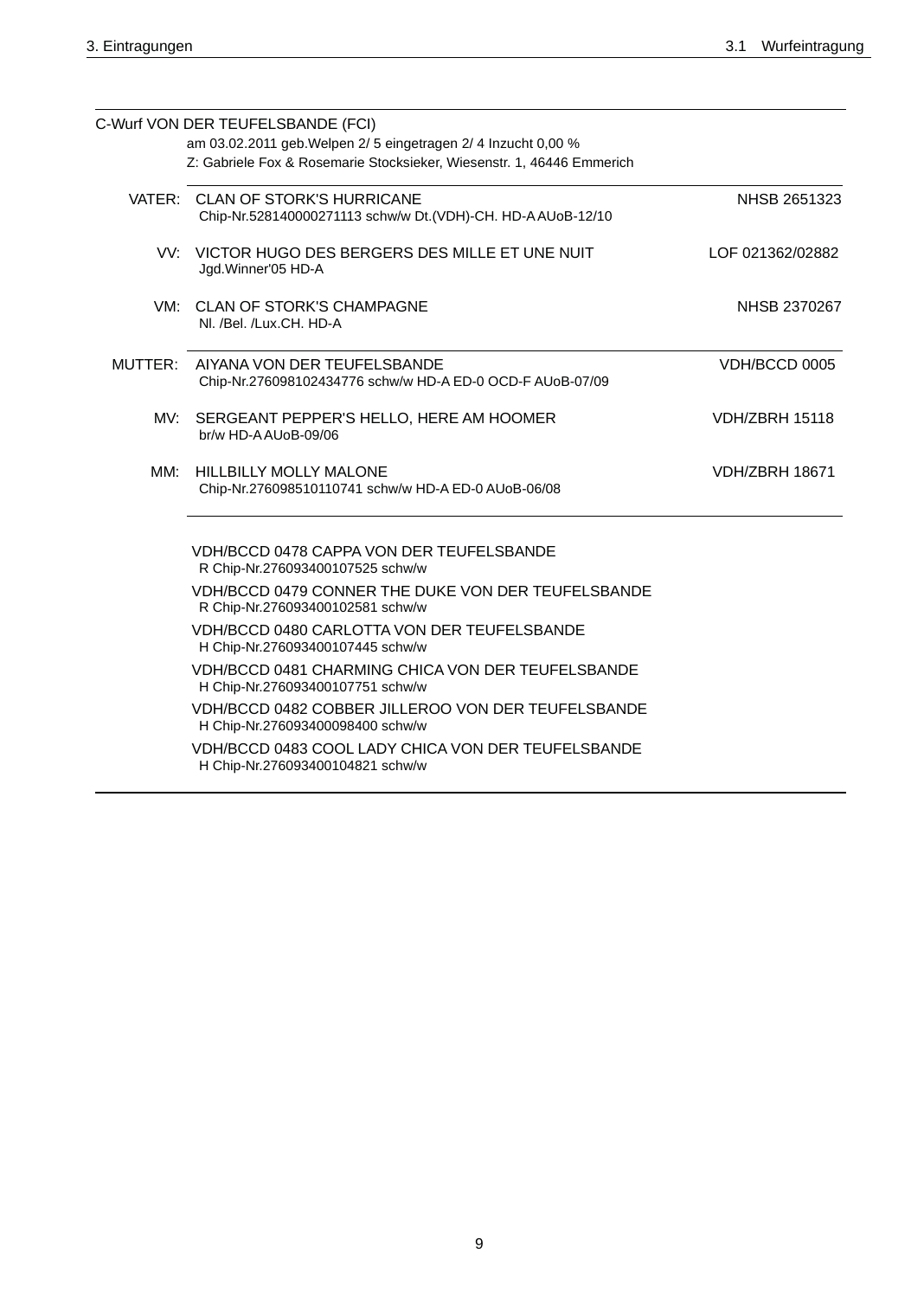C-Wurf VON DER TEUFELSBANDE (FCI)

am 03.02.2011 geb.Welpen 2/ 5 eingetragen 2/ 4 Inzucht 0,00 %

Z: Gabriele Fox & Rosemarie Stocksieker, Wiesenstr. 1, 46446 Emmerich

| | | |
|---|---|---|
| VATER: | CLAN OF STORK'S HURRICANE<br>Chip-Nr.528140000271113 schw/w Dt.(VDH)-CH. HD-A AUoB-12/10 | NHSB 2651323 |
| VV: | VICTOR HUGO DES BERGERS DES MILLE ET UNE NUIT<br>Jgd.Winner'05 HD-A | LOF 021362/02882 |
| VM: | CLAN OF STORK'S CHAMPAGNE<br>Nl. /Bel. /Lux.CH. HD-A | NHSB 2370267 |
| MUTTER: | AIYANA VON DER TEUFELSBANDE<br>Chip-Nr.276098102434776 schw/w HD-A ED-0 OCD-F AUoB-07/09 | VDH/BCCD 0005 |
| MV: | SERGEANT PEPPER'S HELLO, HERE AM HOOMER<br>br/w HD-A AUoB-09/06 | VDH/ZBRH 15118 |
| MM: | HILLBILLY MOLLY MALONE<br>Chip-Nr.276098510110741 schw/w HD-A ED-0 AUoB-06/08 | VDH/ZBRH 18671 |

VDH/BCCD 0478 CAPPA VON DER TEUFELSBANDE
R Chip-Nr.276093400107525 schw/w

VDH/BCCD 0479 CONNER THE DUKE VON DER TEUFELSBANDE
R Chip-Nr.276093400102581 schw/w

VDH/BCCD 0480 CARLOTTA VON DER TEUFELSBANDE
H Chip-Nr.276093400107445 schw/w

VDH/BCCD 0481 CHARMING CHICA VON DER TEUFELSBANDE
H Chip-Nr.276093400107751 schw/w

VDH/BCCD 0482 COBBER JILLEROO VON DER TEUFELSBANDE
H Chip-Nr.276093400098400 schw/w

VDH/BCCD 0483 COOL LADY CHICA VON DER TEUFELSBANDE
H Chip-Nr.276093400104821 schw/w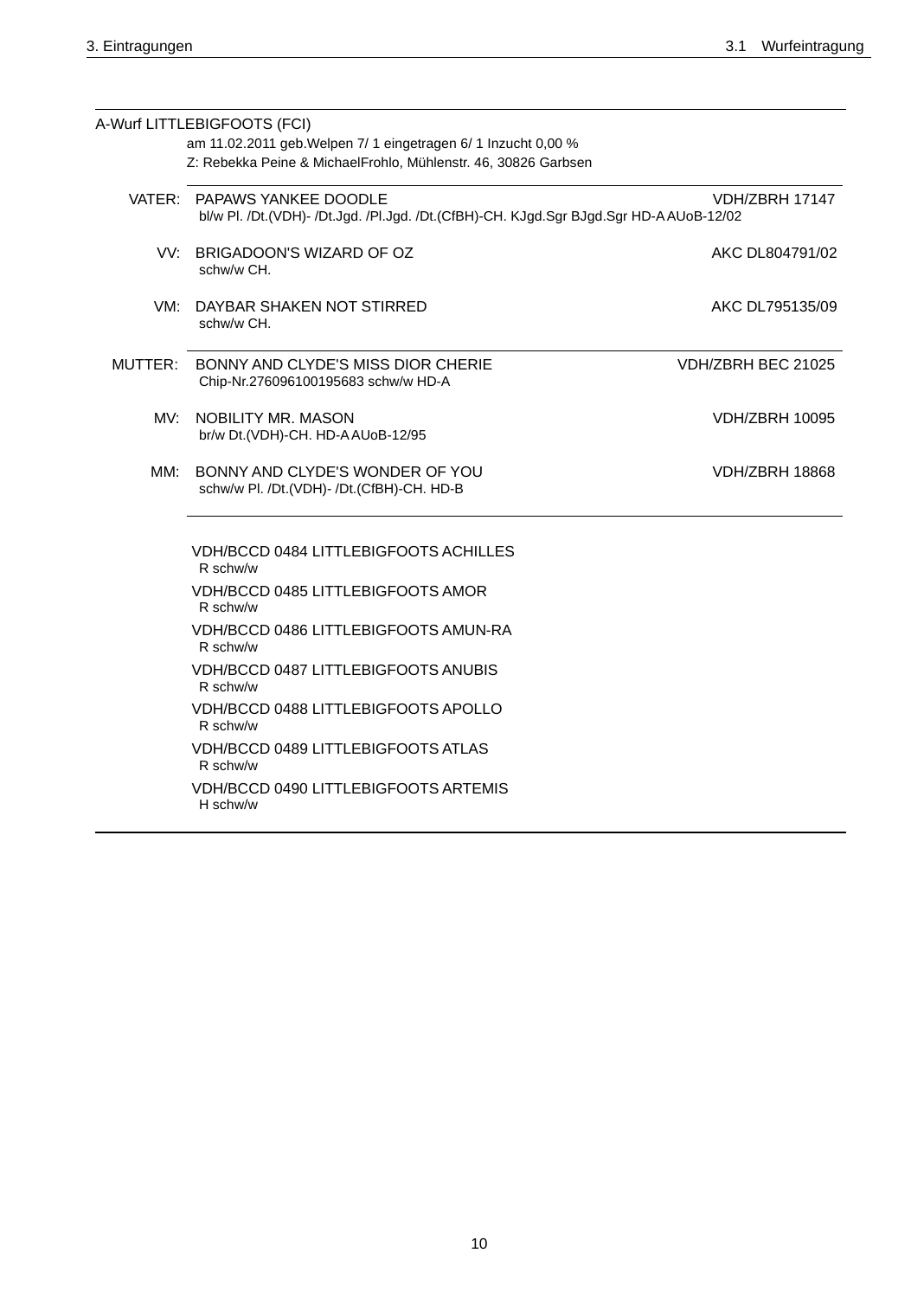A-Wurf LITTLEBIGFOOTS (FCI)

am 11.02.2011 geb.Welpen 7/ 1 eingetragen 6/ 1 Inzucht 0,00 %

Z: Rebekka Peine & MichaelFrohlo, Mühlenstr. 46, 30826 Garbsen

| | | |
|---|---|---|
| VATER: | PAPAWS YANKEE DOODLE<br>bl/w Pl. /Dt.(VDH)- /Dt.Jgd. /Pl.Jgd. /Dt.(CfBH)-CH. KJgd.Sgr BJgd.Sgr HD-A AUoB-12/02 | VDH/ZBRH 17147 |
| VV: | BRIGADOON'S WIZARD OF OZ<br>schw/w CH. | AKC DL804791/02 |
| VM: | DAYBAR SHAKEN NOT STIRRED<br>schw/w CH. | AKC DL795135/09 |
| MUTTER: | BONNY AND CLYDE'S MISS DIOR CHERIE<br>Chip-Nr.276096100195683 schw/w HD-A | VDH/ZBRH BEC 21025 |
| MV: | NOBILITY MR. MASON<br>br/w Dt.(VDH)-CH. HD-A AUoB-12/95 | VDH/ZBRH 10095 |
| MM: | BONNY AND CLYDE'S WONDER OF YOU<br>schw/w Pl. /Dt.(VDH)- /Dt.(CfBH)-CH. HD-B | VDH/ZBRH 18868 |

VDH/BCCD 0484 LITTLEBIGFOOTS ACHILLES
R schw/w

VDH/BCCD 0485 LITTLEBIGFOOTS AMOR
R schw/w

VDH/BCCD 0486 LITTLEBIGFOOTS AMUN-RA
R schw/w

VDH/BCCD 0487 LITTLEBIGFOOTS ANUBIS
R schw/w

VDH/BCCD 0488 LITTLEBIGFOOTS APOLLO
R schw/w

VDH/BCCD 0489 LITTLEBIGFOOTS ATLAS
R schw/w

VDH/BCCD 0490 LITTLEBIGFOOTS ARTEMIS
H schw/w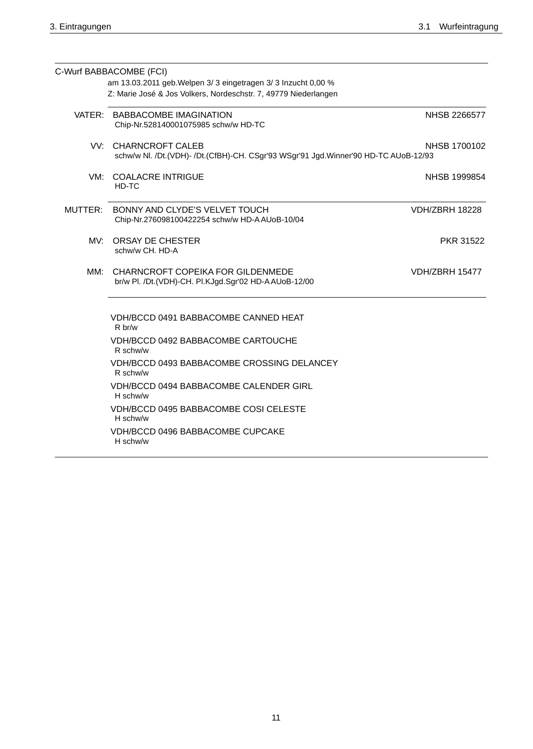C-Wurf BABBACOMBE (FCI)

am 13.03.2011 geb.Welpen 3/ 3 eingetragen 3/ 3 Inzucht 0,00 %
Z: Marie José & Jos Volkers, Nordeschstr. 7, 49779 Niederlangen

| | | |
|---|---|---|
| VATER: | BABBACOMBE IMAGINATION<br>Chip-Nr.528140001075985 schw/w HD-TC | NHSB 2266577 |
| VV: | CHARNCROFT CALEB<br>schw/w Nl. /Dt.(VDH)- /Dt.(CfBH)-CH. CSgr'93 WSgr'91 Jgd.Winner'90 HD-TC AUoB-12/93 | NHSB 1700102 |
| VM: | COALACRE INTRIGUE<br>HD-TC | NHSB 1999854 |
| MUTTER: | BONNY AND CLYDE'S VELVET TOUCH<br>Chip-Nr.276098100422254 schw/w HD-A AUoB-10/04 | VDH/ZBRH 18228 |
| MV: | ORSAY DE CHESTER<br>schw/w CH. HD-A | PKR 31522 |
| MM: | CHARNCROFT COPEIKA FOR GILDENMEDE<br>br/w Pl. /Dt.(VDH)-CH. Pl.KJgd.Sgr'02 HD-A AUoB-12/00 | VDH/ZBRH 15477 |

VDH/BCCD 0491 BABBACOMBE CANNED HEAT
R br/w

VDH/BCCD 0492 BABBACOMBE CARTOUCHE
R schw/w

VDH/BCCD 0493 BABBACOMBE CROSSING DELANCEY
R schw/w

VDH/BCCD 0494 BABBACOMBE CALENDER GIRL
H schw/w

VDH/BCCD 0495 BABBACOMBE COSI CELESTE
H schw/w

VDH/BCCD 0496 BABBACOMBE CUPCAKE
H schw/w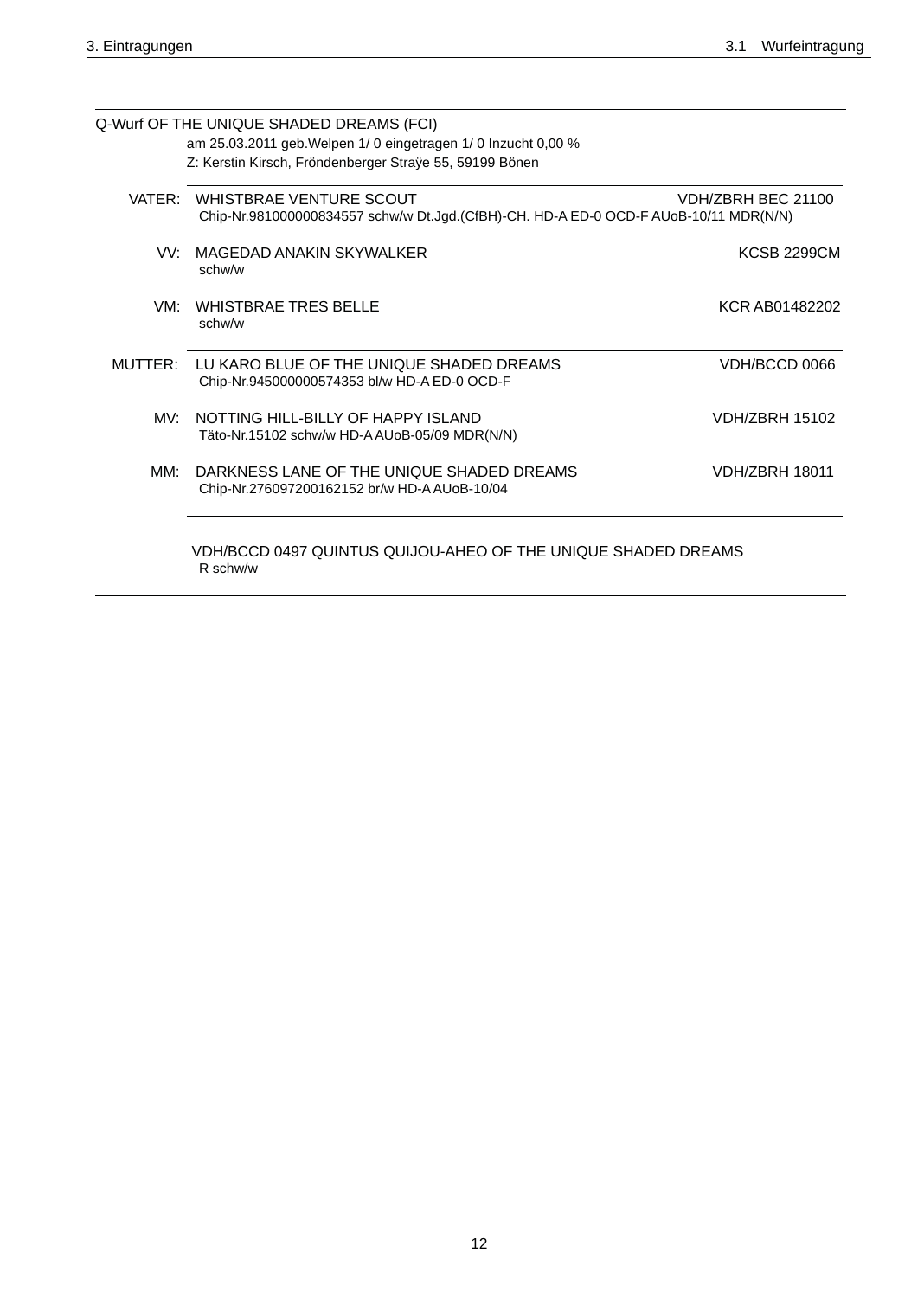Q-Wurf OF THE UNIQUE SHADED DREAMS (FCI)
am 25.03.2011 geb.Welpen 1/ 0 eingetragen 1/ 0 Inzucht 0,00 %
Z: Kerstin Kirsch, Fröndenberger Straÿe 55, 59199 Bönen

| | | |
|---|---|---|
| VATER: | WHISTBRAE VENTURE SCOUT<br>Chip-Nr.981000000834557 schw/w Dt.Jgd.(CfBH)-CH. HD-A ED-0 OCD-F AUoB-10/11 MDR(N/N) | VDH/ZBRH BEC 21100 |
| VV: | MAGEDAD ANAKIN SKYWALKER<br>schw/w | KCSB 2299CM |
| VM: | WHISTBRAE TRES BELLE<br>schw/w | KCR AB01482202 |
| MUTTER: | LU KARO BLUE OF THE UNIQUE SHADED DREAMS<br>Chip-Nr.945000000574353 bl/w HD-A ED-0 OCD-F | VDH/BCCD 0066 |
| MV: | NOTTING HILL-BILLY OF HAPPY ISLAND<br>Täto-Nr.15102 schw/w HD-A AUoB-05/09 MDR(N/N) | VDH/ZBRH 15102 |
| MM: | DARKNESS LANE OF THE UNIQUE SHADED DREAMS<br>Chip-Nr.276097200162152 br/w HD-A AUoB-10/04 | VDH/ZBRH 18011 |

VDH/BCCD 0497 QUINTUS QUIJOU-AHEO OF THE UNIQUE SHADED DREAMS
R schw/w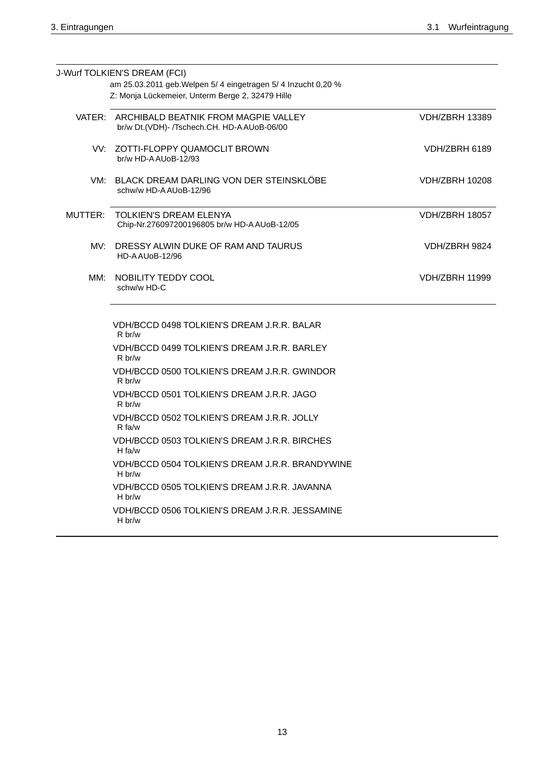J-Wurf TOLKIEN'S DREAM (FCI)

am 25.03.2011 geb.Welpen 5/ 4 eingetragen 5/ 4 Inzucht 0,20 %

Z: Monja Lückemeier, Unterm Berge 2, 32479 Hille

| | | |
|---|---|---|
| VATER: | ARCHIBALD BEATNIK FROM MAGPIE VALLEY<br>br/w Dt.(VDH)- /Tschech.CH. HD-A AUoB-06/00 | VDH/ZBRH 13389 |
| VV: | ZOTTI-FLOPPY QUAMOCLIT BROWN<br>br/w HD-A AUoB-12/93 | VDH/ZBRH 6189 |
| VM: | BLACK DREAM DARLING VON DER STEINSKLÖBE<br>schw/w HD-A AUoB-12/96 | VDH/ZBRH 10208 |
| MUTTER: | TOLKIEN'S DREAM ELENYA<br>Chip-Nr.276097200196805 br/w HD-A AUoB-12/05 | VDH/ZBRH 18057 |
| MV: | DRESSY ALWIN DUKE OF RAM AND TAURUS<br>HD-A AUoB-12/96 | VDH/ZBRH 9824 |
| MM: | NOBILITY TEDDY COOL<br>schw/w HD-C | VDH/ZBRH 11999 |

VDH/BCCD 0498 TOLKIEN'S DREAM J.R.R. BALAR
R br/w

VDH/BCCD 0499 TOLKIEN'S DREAM J.R.R. BARLEY
R br/w

VDH/BCCD 0500 TOLKIEN'S DREAM J.R.R. GWINDOR
R br/w

VDH/BCCD 0501 TOLKIEN'S DREAM J.R.R. JAGO
R br/w

VDH/BCCD 0502 TOLKIEN'S DREAM J.R.R. JOLLY
R fa/w

VDH/BCCD 0503 TOLKIEN'S DREAM J.R.R. BIRCHES
H fa/w

VDH/BCCD 0504 TOLKIEN'S DREAM J.R.R. BRANDYWINE
H br/w

VDH/BCCD 0505 TOLKIEN'S DREAM J.R.R. JAVANNA
H br/w

VDH/BCCD 0506 TOLKIEN'S DREAM J.R.R. JESSAMINE
H br/w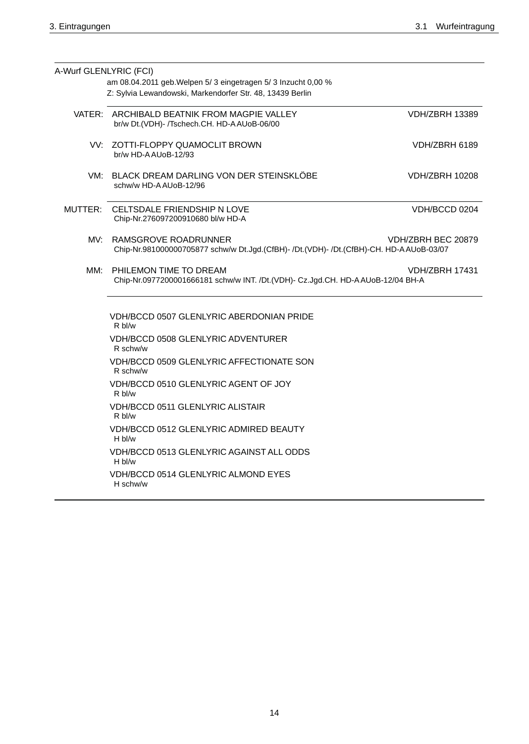A-Wurf GLENLYRIC (FCI)

am 08.04.2011 geb.Welpen 5/ 3 eingetragen 5/ 3 Inzucht 0,00 %
Z: Sylvia Lewandowski, Markendorfer Str. 48, 13439 Berlin

| | | |
|---|---|---|
| VATER: | ARCHIBALD BEATNIK FROM MAGPIE VALLEY<br>br/w Dt.(VDH)- /Tschech.CH. HD-A AUoB-06/00 | VDH/ZBRH 13389 |
| VV: | ZOTTI-FLOPPY QUAMOCLIT BROWN<br>br/w HD-A AUoB-12/93 | VDH/ZBRH 6189 |
| VM: | BLACK DREAM DARLING VON DER STEINSKLÖBE<br>schw/w HD-A AUoB-12/96 | VDH/ZBRH 10208 |
| MUTTER: | CELTSDALE FRIENDSHIP N LOVE<br>Chip-Nr.276097200910680 bl/w HD-A | VDH/BCCD 0204 |
| MV: | RAMSGROVE ROADRUNNER<br>Chip-Nr.981000000705877 schw/w Dt.Jgd.(CfBH)- /Dt.(VDH)- /Dt.(CfBH)-CH. HD-A AUoB-03/07 | VDH/ZBRH BEC 20879 |
| MM: | PHILEMON TIME TO DREAM<br>Chip-Nr.0977200001666181 schw/w INT. /Dt.(VDH)- Cz.Jgd.CH. HD-A AUoB-12/04 BH-A | VDH/ZBRH 17431 |

VDH/BCCD 0507 GLENLYRIC ABERDONIAN PRIDE
R bl/w

VDH/BCCD 0508 GLENLYRIC ADVENTURER
R schw/w

VDH/BCCD 0509 GLENLYRIC AFFECTIONATE SON
R schw/w

VDH/BCCD 0510 GLENLYRIC AGENT OF JOY
R bl/w

VDH/BCCD 0511 GLENLYRIC ALISTAIR
R bl/w

VDH/BCCD 0512 GLENLYRIC ADMIRED BEAUTY
H bl/w

VDH/BCCD 0513 GLENLYRIC AGAINST ALL ODDS
H bl/w

VDH/BCCD 0514 GLENLYRIC ALMOND EYES
H schw/w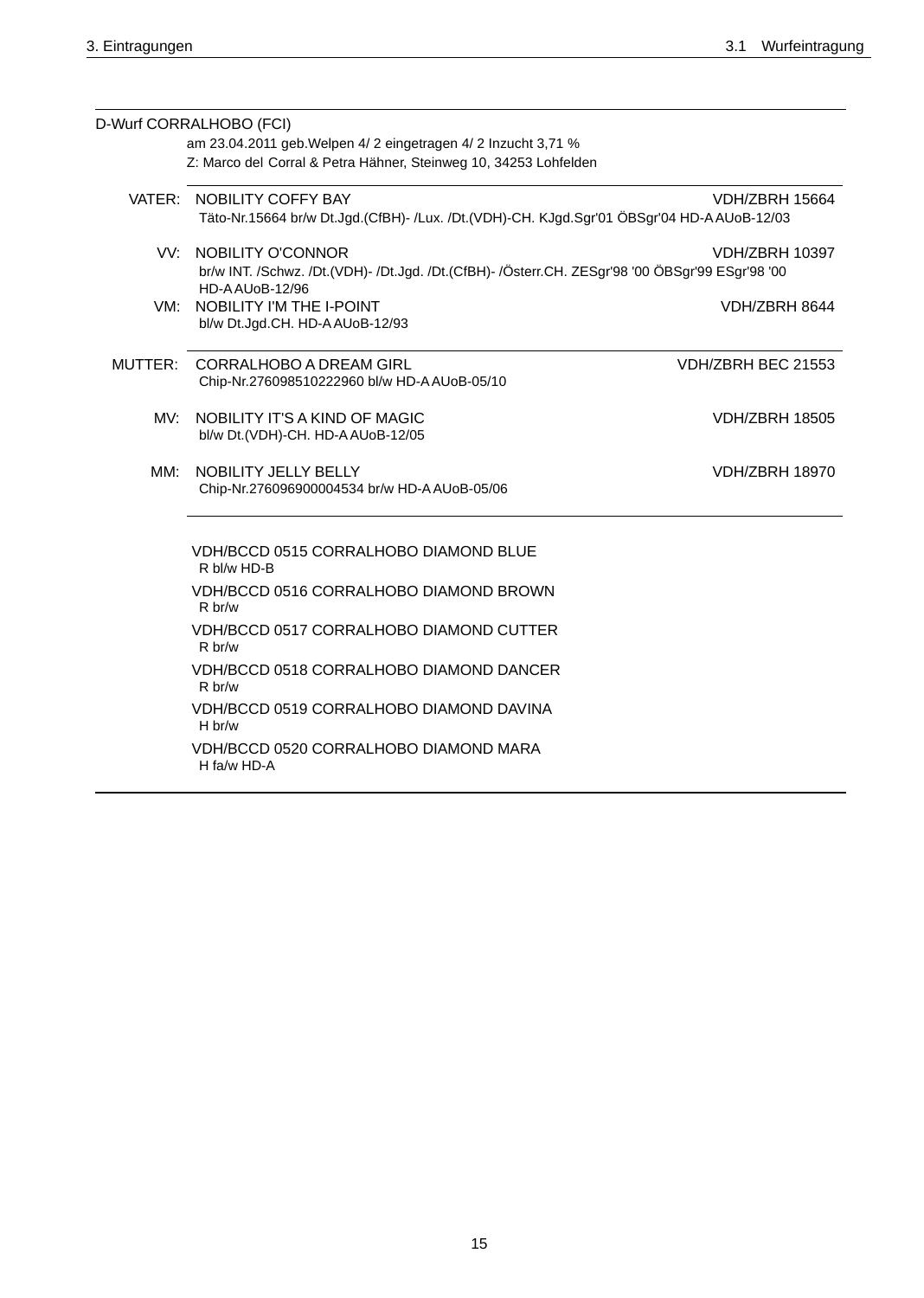D-Wurf CORRALHOBO (FCI)

am 23.04.2011 geb.Welpen 4/ 2 eingetragen 4/ 2 Inzucht 3,71 %
Z: Marco del Corral & Petra Hähner, Steinweg 10, 34253 Lohfelden

| | | |
|---|---|---|
| VATER: | NOBILITY COFFY BAY<br>Täto-Nr.15664 br/w Dt.Jgd.(CfBH)- /Lux. /Dt.(VDH)-CH. KJgd.Sgr'01 ÖBSgr'04 HD-A AUoB-12/03 | VDH/ZBRH 15664 |
| VV: | NOBILITY O'CONNOR<br>br/w INT. /Schwz. /Dt.(VDH)- /Dt.Jgd. /Dt.(CfBH)- /Österr.CH. ZESgr'98 '00 ÖBSgr'99 ESgr'98 '00 HD-A AUoB-12/96 | VDH/ZBRH 10397 |
| VM: | NOBILITY I'M THE I-POINT<br>bl/w Dt.Jgd.CH. HD-A AUoB-12/93 | VDH/ZBRH 8644 |
| MUTTER: | CORRALHOBO A DREAM GIRL<br>Chip-Nr.276098510222960 bl/w HD-A AUoB-05/10 | VDH/ZBRH BEC 21553 |
| MV: | NOBILITY IT'S A KIND OF MAGIC<br>bl/w Dt.(VDH)-CH. HD-A AUoB-12/05 | VDH/ZBRH 18505 |
| MM: | NOBILITY JELLY BELLY<br>Chip-Nr.276096900004534 br/w HD-A AUoB-05/06 | VDH/ZBRH 18970 |

VDH/BCCD 0515 CORRALHOBO DIAMOND BLUE
R bl/w HD-B

VDH/BCCD 0516 CORRALHOBO DIAMOND BROWN
R br/w

VDH/BCCD 0517 CORRALHOBO DIAMOND CUTTER
R br/w

VDH/BCCD 0518 CORRALHOBO DIAMOND DANCER
R br/w

VDH/BCCD 0519 CORRALHOBO DIAMOND DAVINA
H br/w

VDH/BCCD 0520 CORRALHOBO DIAMOND MARA
H fa/w HD-A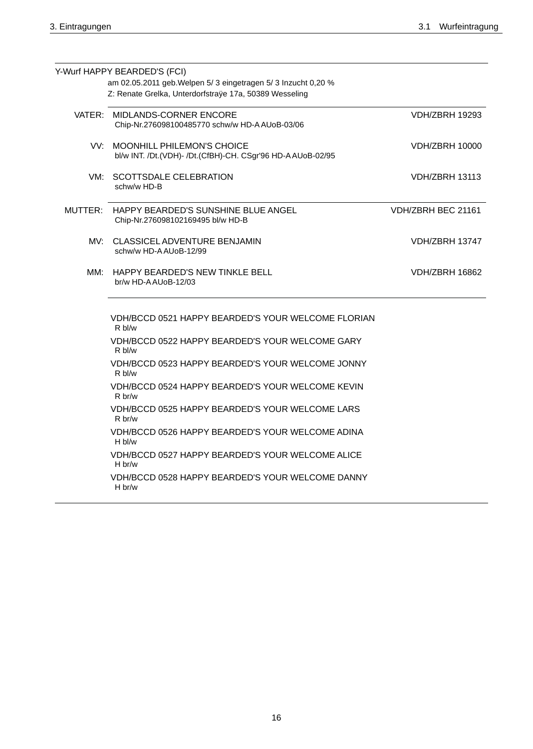Y-Wurf HAPPY BEARDED'S (FCI)

am 02.05.2011 geb.Welpen 5/ 3 eingetragen 5/ 3 Inzucht 0,20 %

Z: Renate Grelka, Unterdorfstraÿe 17a, 50389 Wesseling

| | | |
|---|---|---|
| VATER: | MIDLANDS-CORNER ENCORE<br>Chip-Nr.276098100485770 schw/w HD-A AUoB-03/06 | VDH/ZBRH 19293 |
| VV: | MOONHILL PHILEMON'S CHOICE<br>bl/w INT. /Dt.(VDH)- /Dt.(CfBH)-CH. CSgr'96 HD-A AUoB-02/95 | VDH/ZBRH 10000 |
| VM: | SCOTTSDALE CELEBRATION<br>schw/w HD-B | VDH/ZBRH 13113 |
| MUTTER: | HAPPY BEARDED'S SUNSHINE BLUE ANGEL<br>Chip-Nr.276098102169495 bl/w HD-B | VDH/ZBRH BEC 21161 |
| MV: | CLASSICEL ADVENTURE BENJAMIN<br>schw/w HD-A AUoB-12/99 | VDH/ZBRH 13747 |
| MM: | HAPPY BEARDED'S NEW TINKLE BELL<br>br/w HD-A AUoB-12/03 | VDH/ZBRH 16862 |

VDH/BCCD 0521 HAPPY BEARDED'S YOUR WELCOME FLORIAN
R bl/w

VDH/BCCD 0522 HAPPY BEARDED'S YOUR WELCOME GARY
R bl/w

VDH/BCCD 0523 HAPPY BEARDED'S YOUR WELCOME JONNY
R bl/w

VDH/BCCD 0524 HAPPY BEARDED'S YOUR WELCOME KEVIN
R br/w

VDH/BCCD 0525 HAPPY BEARDED'S YOUR WELCOME LARS
R br/w

VDH/BCCD 0526 HAPPY BEARDED'S YOUR WELCOME ADINA
H bl/w

VDH/BCCD 0527 HAPPY BEARDED'S YOUR WELCOME ALICE
H br/w

VDH/BCCD 0528 HAPPY BEARDED'S YOUR WELCOME DANNY
H br/w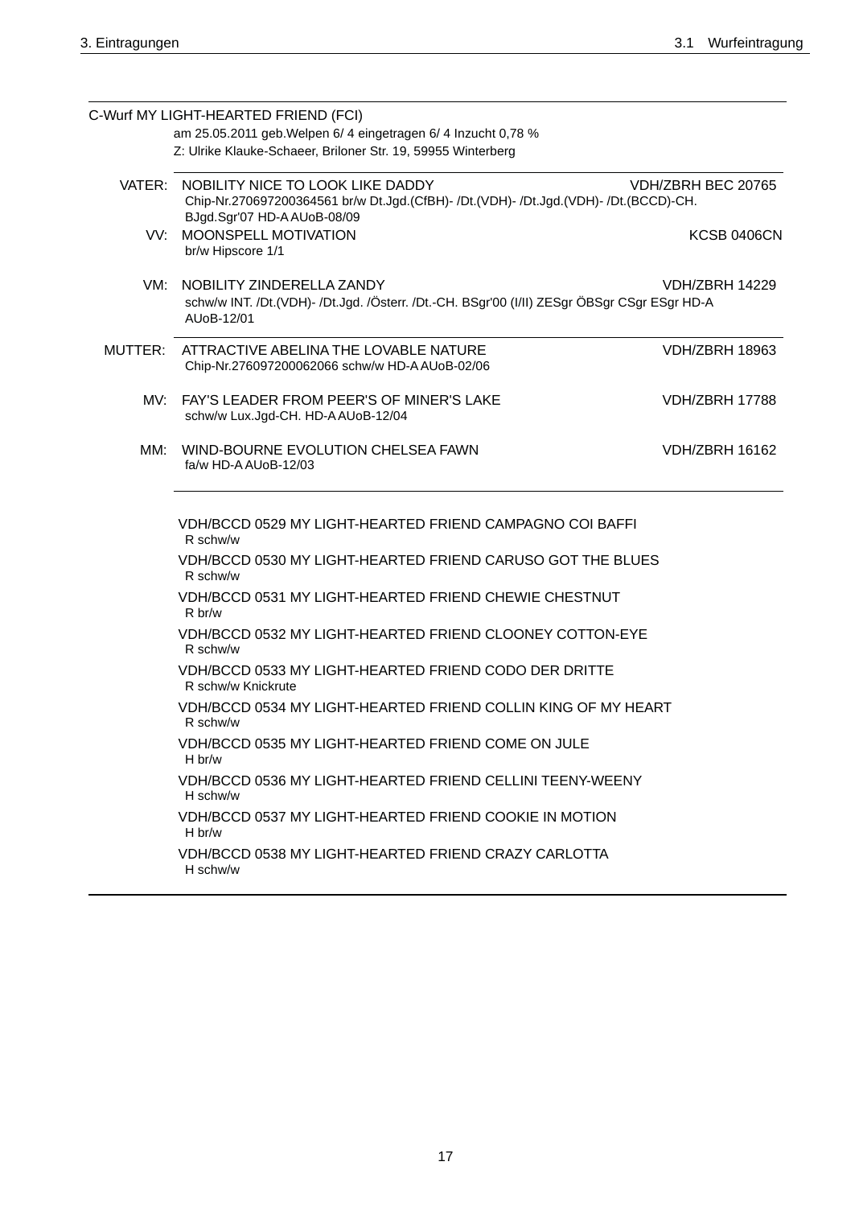C-Wurf MY LIGHT-HEARTED FRIEND (FCI)

am 25.05.2011 geb.Welpen 6/ 4 eingetragen 6/ 4 Inzucht 0,78 %

Z: Ulrike Klauke-Schaeer, Briloner Str. 19, 59955 Winterberg

| | | |
|---|---|---|
| VATER: | NOBILITY NICE TO LOOK LIKE DADDY<br>Chip-Nr.270697200364561 br/w Dt.Jgd.(CfBH)- /Dt.(VDH)- /Dt.Jgd.(VDH)- /Dt.(BCCD)-CH. BJgd.Sgr'07 HD-A AUoB-08/09 | VDH/ZBRH BEC 20765 |
| VV: | MOONSPELL MOTIVATION<br>br/w Hipscore 1/1 | KCSB 0406CN |
| VM: | NOBILITY ZINDERELLA ZANDY<br>schw/w INT. /Dt.(VDH)- /Dt.Jgd. /Österr. /Dt.-CH. BSgr'00 (I/II) ZESgr ÖBSgr CSgr ESgr HD-A AUoB-12/01 | VDH/ZBRH 14229 |
| MUTTER: | ATTRACTIVE ABELINA THE LOVABLE NATURE<br>Chip-Nr.276097200062066 schw/w HD-A AUoB-02/06 | VDH/ZBRH 18963 |
| MV: | FAY'S LEADER FROM PEER'S OF MINER'S LAKE<br>schw/w Lux.Jgd-CH. HD-A AUoB-12/04 | VDH/ZBRH 17788 |
| MM: | WIND-BOURNE EVOLUTION CHELSEA FAWN<br>fa/w HD-A AUoB-12/03 | VDH/ZBRH 16162 |

VDH/BCCD 0529 MY LIGHT-HEARTED FRIEND CAMPAGNO COI BAFFI
R schw/w

VDH/BCCD 0530 MY LIGHT-HEARTED FRIEND CARUSO GOT THE BLUES
R schw/w

VDH/BCCD 0531 MY LIGHT-HEARTED FRIEND CHEWIE CHESTNUT
R br/w

VDH/BCCD 0532 MY LIGHT-HEARTED FRIEND CLOONEY COTTON-EYE
R schw/w

VDH/BCCD 0533 MY LIGHT-HEARTED FRIEND CODO DER DRITTE
R schw/w Knickrute

VDH/BCCD 0534 MY LIGHT-HEARTED FRIEND COLLIN KING OF MY HEART
R schw/w

VDH/BCCD 0535 MY LIGHT-HEARTED FRIEND COME ON JULE
H br/w

VDH/BCCD 0536 MY LIGHT-HEARTED FRIEND CELLINI TEENY-WEENY
H schw/w

VDH/BCCD 0537 MY LIGHT-HEARTED FRIEND COOKIE IN MOTION
H br/w

VDH/BCCD 0538 MY LIGHT-HEARTED FRIEND CRAZY CARLOTTA
H schw/w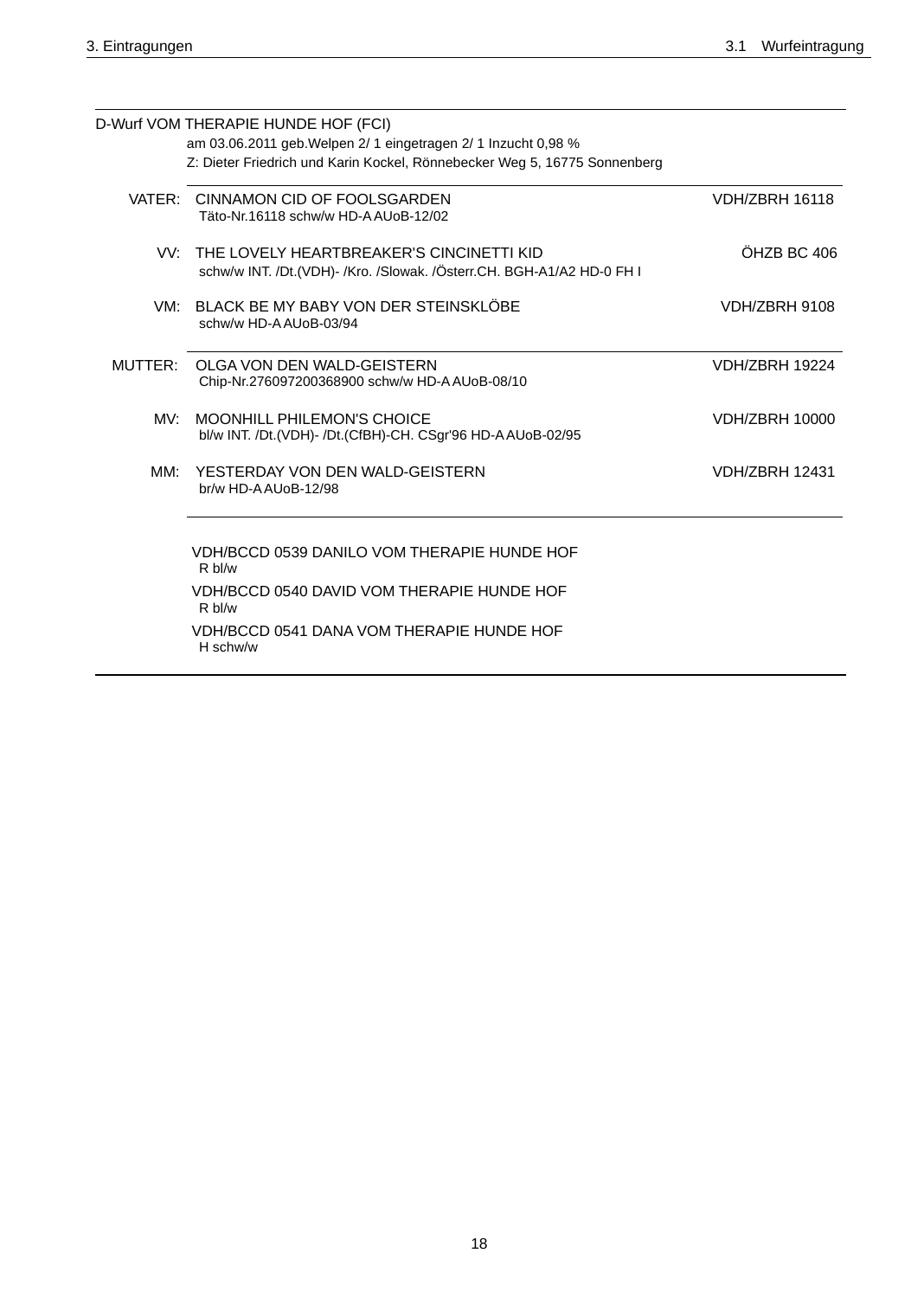D-Wurf VOM THERAPIE HUNDE HOF (FCI)

am 03.06.2011 geb.Welpen 2/ 1 eingetragen 2/ 1 Inzucht 0,98 %

Z: Dieter Friedrich und Karin Kockel, Rönnebecker Weg 5, 16775 Sonnenberg

| | | |
|---|---|---|
| VATER: | CINNAMON CID OF FOOLSGARDEN<br>Täto-Nr.16118 schw/w HD-A AUoB-12/02 | VDH/ZBRH 16118 |
| VV: | THE LOVELY HEARTBREAKER'S CINCINETTI KID<br>schw/w INT. /Dt.(VDH)- /Kro. /Slowak. /Österr.CH. BGH-A1/A2 HD-0 FH I | ÖHZB BC 406 |
| VM: | BLACK BE MY BABY VON DER STEINSKLÖBE<br>schw/w HD-A AUoB-03/94 | VDH/ZBRH 9108 |
| MUTTER: | OLGA VON DEN WALD-GEISTERN<br>Chip-Nr.276097200368900 schw/w HD-A AUoB-08/10 | VDH/ZBRH 19224 |
| MV: | MOONHILL PHILEMON'S CHOICE<br>bl/w INT. /Dt.(VDH)- /Dt.(CfBH)-CH. CSgr'96 HD-A AUoB-02/95 | VDH/ZBRH 10000 |
| MM: | YESTERDAY VON DEN WALD-GEISTERN<br>br/w HD-A AUoB-12/98 | VDH/ZBRH 12431 |

VDH/BCCD 0539 DANILO VOM THERAPIE HUNDE HOF
R bl/w

VDH/BCCD 0540 DAVID VOM THERAPIE HUNDE HOF
R bl/w

VDH/BCCD 0541 DANA VOM THERAPIE HUNDE HOF
H schw/w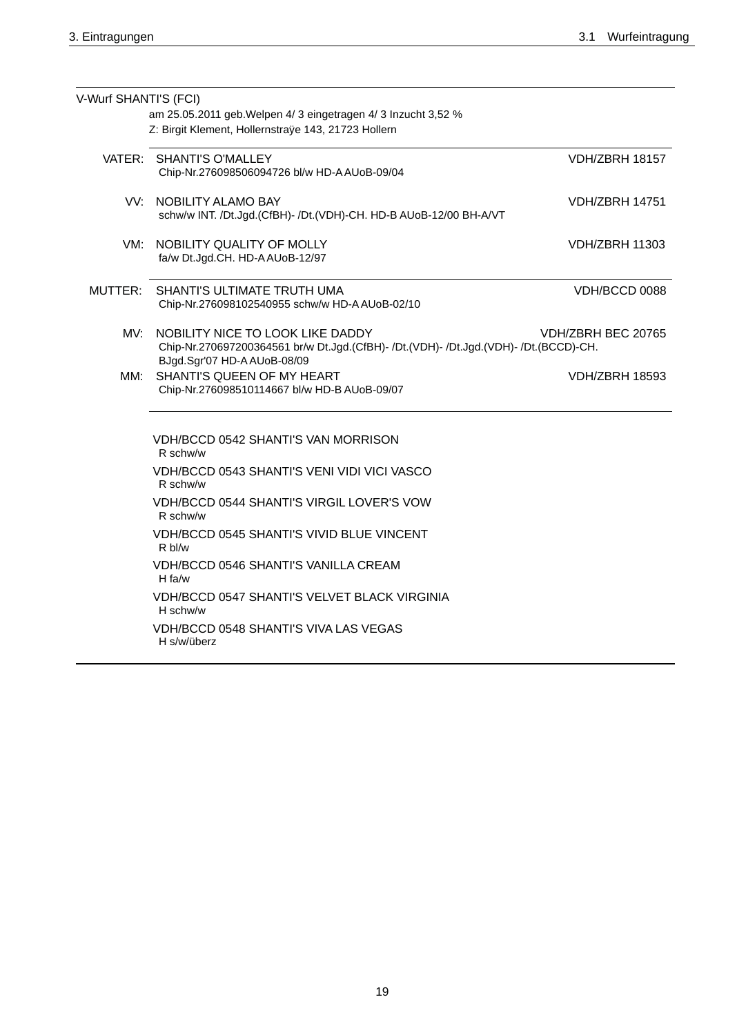V-Wurf SHANTI'S (FCI)

am 25.05.2011 geb.Welpen 4/ 3 eingetragen 4/ 3 Inzucht 3,52 %

Z: Birgit Klement, Hollernstraÿe 143, 21723 Hollern

| | | |
|---|---|---|
| VATER: | SHANTI'S O'MALLEY<br>Chip-Nr.276098506094726 bl/w HD-A AUoB-09/04 | VDH/ZBRH 18157 |
| VV: | NOBILITY ALAMO BAY<br>schw/w INT. /Dt.Jgd.(CfBH)- /Dt.(VDH)-CH. HD-B AUoB-12/00 BH-A/VT | VDH/ZBRH 14751 |
| VM: | NOBILITY QUALITY OF MOLLY<br>fa/w Dt.Jgd.CH. HD-A AUoB-12/97 | VDH/ZBRH 11303 |
| MUTTER: | SHANTI'S ULTIMATE TRUTH UMA<br>Chip-Nr.276098102540955 schw/w HD-A AUoB-02/10 | VDH/BCCD 0088 |
| MV: | NOBILITY NICE TO LOOK LIKE DADDY<br>Chip-Nr.270697200364561 br/w Dt.Jgd.(CfBH)- /Dt.(VDH)- /Dt.Jgd.(VDH)- /Dt.(BCCD)-CH. BJgd.Sgr'07 HD-A AUoB-08/09 | VDH/ZBRH BEC 20765 |
| MM: | SHANTI'S QUEEN OF MY HEART<br>Chip-Nr.276098510114667 bl/w HD-B AUoB-09/07 | VDH/ZBRH 18593 |

VDH/BCCD 0542 SHANTI'S VAN MORRISON
R schw/w

VDH/BCCD 0543 SHANTI'S VENI VIDI VICI VASCO
R schw/w

VDH/BCCD 0544 SHANTI'S VIRGIL LOVER'S VOW
R schw/w

VDH/BCCD 0545 SHANTI'S VIVID BLUE VINCENT
R bl/w

VDH/BCCD 0546 SHANTI'S VANILLA CREAM
H fa/w

VDH/BCCD 0547 SHANTI'S VELVET BLACK VIRGINIA
H schw/w

VDH/BCCD 0548 SHANTI'S VIVA LAS VEGAS
H s/w/überz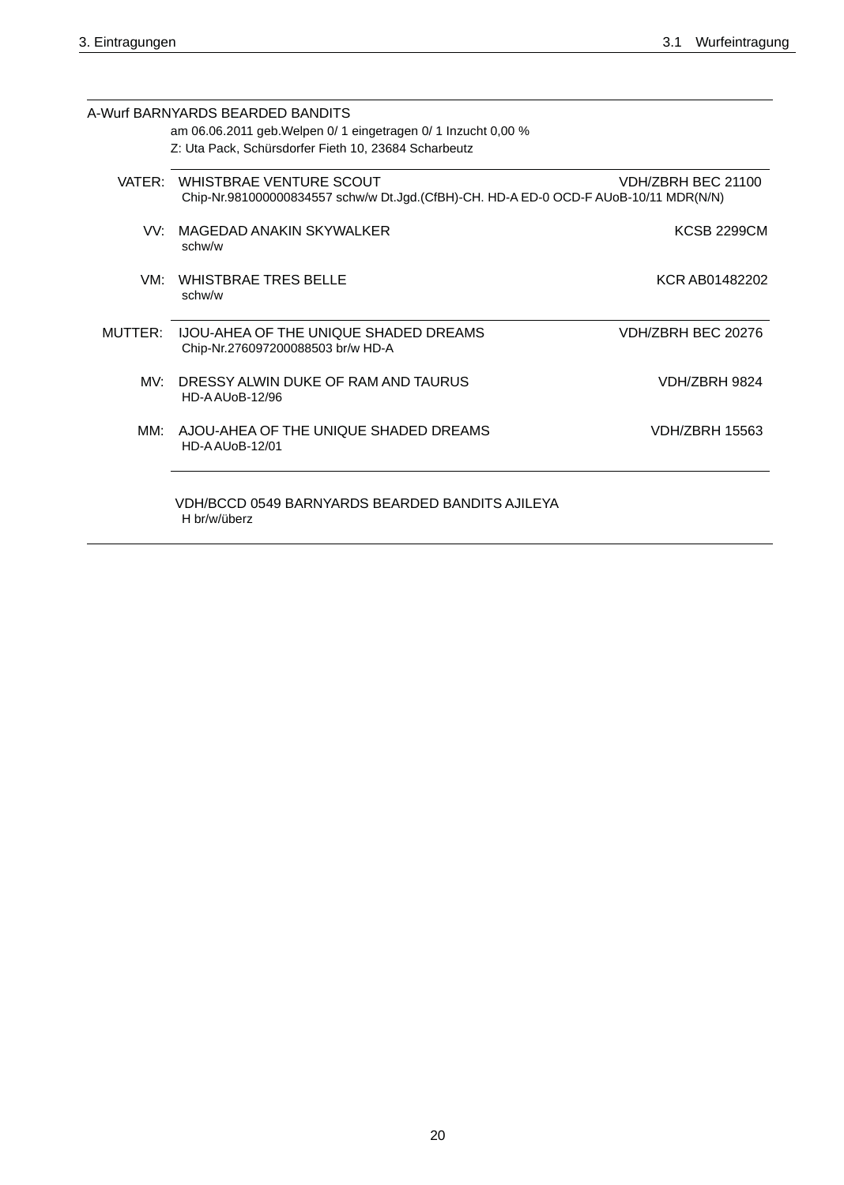A-Wurf BARNYARDS BEARDED BANDITS

am 06.06.2011 geb.Welpen 0/ 1 eingetragen 0/ 1 Inzucht 0,00 %

Z: Uta Pack, Schürsdorfer Fieth 10, 23684 Scharbeutz

| | | |
|---|---|---|
| VATER: | WHISTBRAE VENTURE SCOUT<br>Chip-Nr.981000000834557 schw/w Dt.Jgd.(CfBH)-CH. HD-A ED-0 OCD-F AUoB-10/11 MDR(N/N) | VDH/ZBRH BEC 21100 |
| VV: | MAGEDAD ANAKIN SKYWALKER<br>schw/w | KCSB 2299CM |
| VM: | WHISTBRAE TRES BELLE<br>schw/w | KCR AB01482202 |
| MUTTER: | IJOU-AHEA OF THE UNIQUE SHADED DREAMS<br>Chip-Nr.276097200088503 br/w HD-A | VDH/ZBRH BEC 20276 |
| MV: | DRESSY ALWIN DUKE OF RAM AND TAURUS<br>HD-A AUoB-12/96 | VDH/ZBRH 9824 |
| MM: | AJOU-AHEA OF THE UNIQUE SHADED DREAMS<br>HD-A AUoB-12/01 | VDH/ZBRH 15563 |

VDH/BCCD 0549 BARNYARDS BEARDED BANDITS AJILEYA
H br/w/überz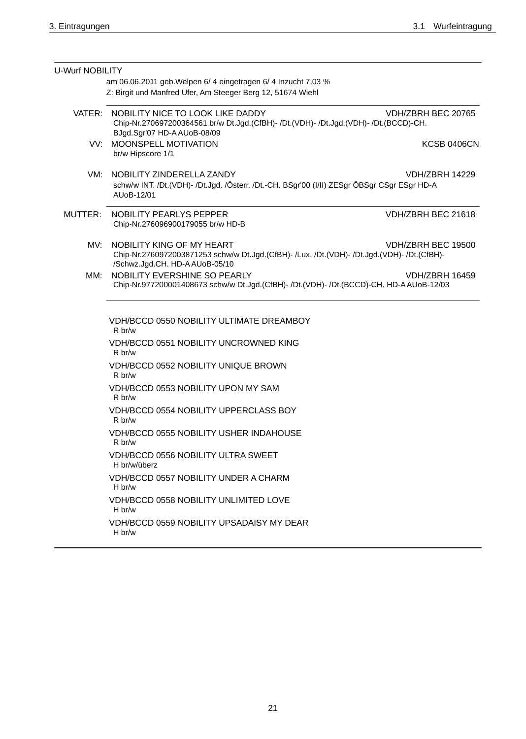## U-Wurf NOBILITY

am 06.06.2011 geb.Welpen 6/ 4 eingetragen 6/ 4 Inzucht 7,03 %
Z: Birgit und Manfred Ufer, Am Steeger Berg 12, 51674 Wiehl

**VATER:** NOBILITY NICE TO LOOK LIKE DADDY — VDH/ZBRH BEC 20765
Chip-Nr.270697200364561 br/w Dt.Jgd.(CfBH)- /Dt.(VDH)- /Dt.Jgd.(VDH)- /Dt.(BCCD)-CH. BJgd.Sgr'07 HD-A AUoB-08/09

**VV:** MOONSPELL MOTIVATION — KCSB 0406CN
br/w Hipscore 1/1

**VM:** NOBILITY ZINDERELLA ZANDY — VDH/ZBRH 14229
schw/w INT. /Dt.(VDH)- /Dt.Jgd. /Österr. /Dt.-CH. BSgr'00 (I/II) ZESgr ÖBSgr CSgr ESgr HD-A AUoB-12/01

**MUTTER:** NOBILITY PEARLYS PEPPER — VDH/ZBRH BEC 21618
Chip-Nr.276096900179055 br/w HD-B

**MV:** NOBILITY KING OF MY HEART — VDH/ZBRH BEC 19500
Chip-Nr.2760972003871253 schw/w Dt.Jgd.(CfBH)- /Lux. /Dt.(VDH)- /Dt.Jgd.(VDH)- /Dt.(CfBH)- /Schwz.Jgd.CH. HD-A AUoB-05/10

**MM:** NOBILITY EVERSHINE SO PEARLY — VDH/ZBRH 16459
Chip-Nr.977200001408673 schw/w Dt.Jgd.(CfBH)- /Dt.(VDH)- /Dt.(BCCD)-CH. HD-A AUoB-12/03

VDH/BCCD 0550 NOBILITY ULTIMATE DREAMBOY
R br/w

VDH/BCCD 0551 NOBILITY UNCROWNED KING
R br/w

VDH/BCCD 0552 NOBILITY UNIQUE BROWN
R br/w

VDH/BCCD 0553 NOBILITY UPON MY SAM
R br/w

VDH/BCCD 0554 NOBILITY UPPERCLASS BOY
R br/w

VDH/BCCD 0555 NOBILITY USHER INDAHOUSE
R br/w

VDH/BCCD 0556 NOBILITY ULTRA SWEET
H br/w/überz

VDH/BCCD 0557 NOBILITY UNDER A CHARM
H br/w

VDH/BCCD 0558 NOBILITY UNLIMITED LOVE
H br/w

VDH/BCCD 0559 NOBILITY UPSADAISY MY DEAR
H br/w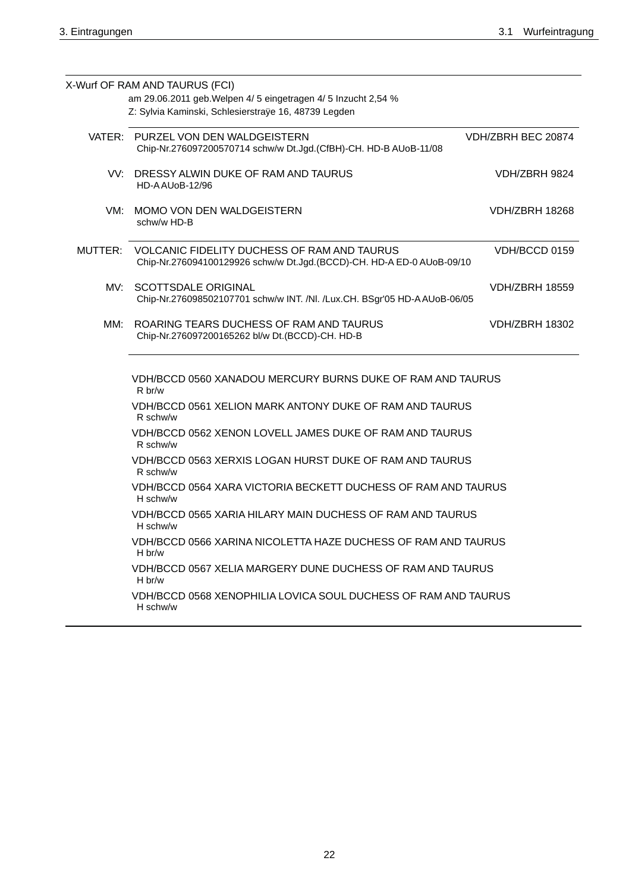X-Wurf OF RAM AND TAURUS (FCI)

am 29.06.2011 geb.Welpen 4/ 5 eingetragen 4/ 5 Inzucht 2,54 %

Z: Sylvia Kaminski, Schlesierstraÿe 16, 48739 Legden

| | | |
|---|---|---|
| VATER: | PURZEL VON DEN WALDGEISTERN<br>Chip-Nr.276097200570714 schw/w Dt.Jgd.(CfBH)-CH. HD-B AUoB-11/08 | VDH/ZBRH BEC 20874 |
| VV: | DRESSY ALWIN DUKE OF RAM AND TAURUS<br>HD-A AUoB-12/96 | VDH/ZBRH 9824 |
| VM: | MOMO VON DEN WALDGEISTERN<br>schw/w HD-B | VDH/ZBRH 18268 |
| MUTTER: | VOLCANIC FIDELITY DUCHESS OF RAM AND TAURUS<br>Chip-Nr.276094100129926 schw/w Dt.Jgd.(BCCD)-CH. HD-A ED-0 AUoB-09/10 | VDH/BCCD 0159 |
| MV: | SCOTTSDALE ORIGINAL<br>Chip-Nr.276098502107701 schw/w INT. /Nl. /Lux.CH. BSgr'05 HD-A AUoB-06/05 | VDH/ZBRH 18559 |
| MM: | ROARING TEARS DUCHESS OF RAM AND TAURUS<br>Chip-Nr.276097200165262 bl/w Dt.(BCCD)-CH. HD-B | VDH/ZBRH 18302 |

VDH/BCCD 0560 XANADOU MERCURY BURNS DUKE OF RAM AND TAURUS
R br/w

VDH/BCCD 0561 XELION MARK ANTONY DUKE OF RAM AND TAURUS
R schw/w

VDH/BCCD 0562 XENON LOVELL JAMES DUKE OF RAM AND TAURUS
R schw/w

VDH/BCCD 0563 XERXIS LOGAN HURST DUKE OF RAM AND TAURUS
R schw/w

VDH/BCCD 0564 XARA VICTORIA BECKETT DUCHESS OF RAM AND TAURUS
H schw/w

VDH/BCCD 0565 XARIA HILARY MAIN DUCHESS OF RAM AND TAURUS
H schw/w

VDH/BCCD 0566 XARINA NICOLETTA HAZE DUCHESS OF RAM AND TAURUS
H br/w

VDH/BCCD 0567 XELIA MARGERY DUNE DUCHESS OF RAM AND TAURUS
H br/w

VDH/BCCD 0568 XENOPHILIA LOVICA SOUL DUCHESS OF RAM AND TAURUS
H schw/w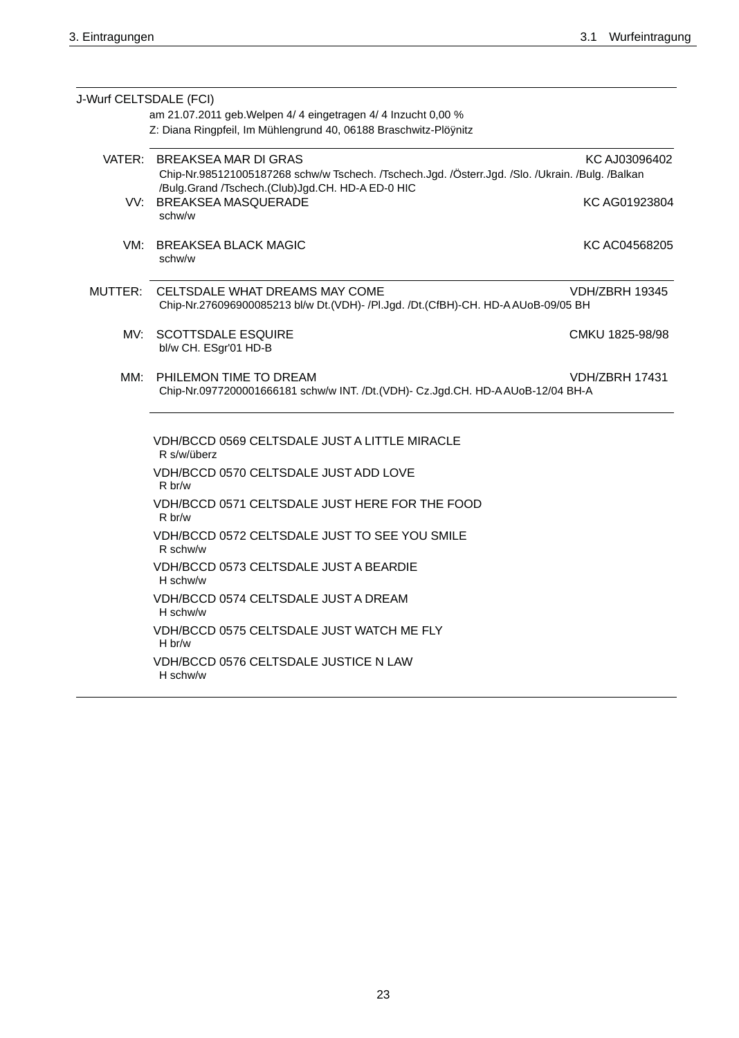J-Wurf CELTSDALE (FCI)

am 21.07.2011 geb.Welpen 4/ 4 eingetragen 4/ 4 Inzucht 0,00 %
Z: Diana Ringpfeil, Im Mühlengrund 40, 06188 Braschwitz-Plöÿnitz

VATER: BREAKSEA MAR DI GRAS — KC AJ03096402
Chip-Nr.985121005187268 schw/w Tschech. /Tschech.Jgd. /Österr.Jgd. /Slo. /Ukrain. /Bulg. /Balkan /Bulg.Grand /Tschech.(Club)Jgd.CH. HD-A ED-0 HIC

VV: BREAKSEA MASQUERADE — KC AG01923804
schw/w

VM: BREAKSEA BLACK MAGIC — KC AC04568205
schw/w

MUTTER: CELTSDALE WHAT DREAMS MAY COME — VDH/ZBRH 19345
Chip-Nr.276096900085213 bl/w Dt.(VDH)- /Pl.Jgd. /Dt.(CfBH)-CH. HD-A AUoB-09/05 BH

MV: SCOTTSDALE ESQUIRE — CMKU 1825-98/98
bl/w CH. ESgr'01 HD-B

MM: PHILEMON TIME TO DREAM — VDH/ZBRH 17431
Chip-Nr.0977200001666181 schw/w INT. /Dt.(VDH)- Cz.Jgd.CH. HD-A AUoB-12/04 BH-A

VDH/BCCD 0569 CELTSDALE JUST A LITTLE MIRACLE
R s/w/überz

VDH/BCCD 0570 CELTSDALE JUST ADD LOVE
R br/w

VDH/BCCD 0571 CELTSDALE JUST HERE FOR THE FOOD
R br/w

VDH/BCCD 0572 CELTSDALE JUST TO SEE YOU SMILE
R schw/w

VDH/BCCD 0573 CELTSDALE JUST A BEARDIE
H schw/w

VDH/BCCD 0574 CELTSDALE JUST A DREAM
H schw/w

VDH/BCCD 0575 CELTSDALE JUST WATCH ME FLY
H br/w

VDH/BCCD 0576 CELTSDALE JUSTICE N LAW
H schw/w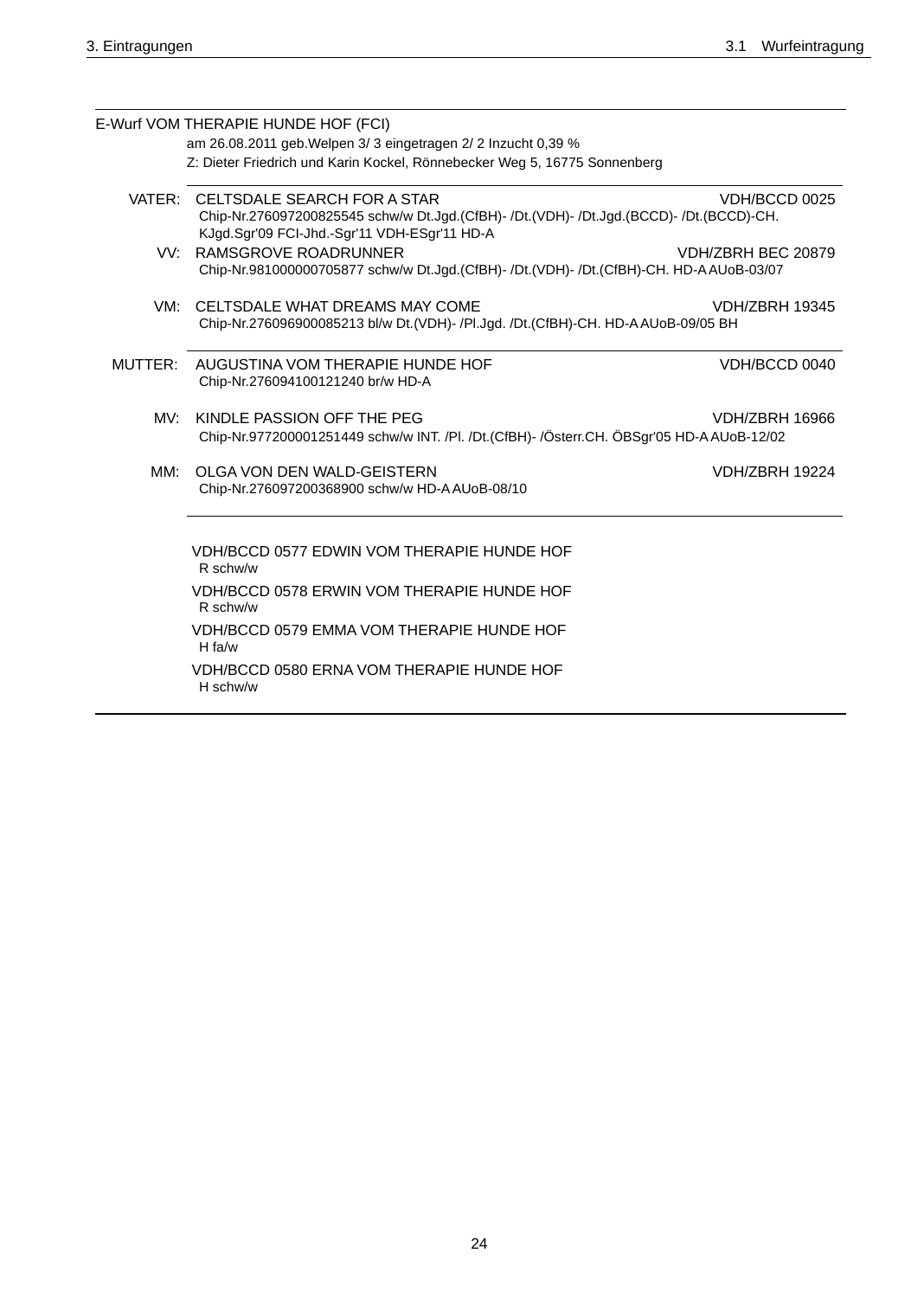E-Wurf VOM THERAPIE HUNDE HOF (FCI)

am 26.08.2011 geb.Welpen 3/ 3 eingetragen 2/ 2 Inzucht 0,39 %

Z: Dieter Friedrich und Karin Kockel, Rönnebecker Weg 5, 16775 Sonnenberg

VATER: CELTSDALE SEARCH FOR A STAR — VDH/BCCD 0025
Chip-Nr.276097200825545 schw/w Dt.Jgd.(CfBH)- /Dt.(VDH)- /Dt.Jgd.(BCCD)- /Dt.(BCCD)-CH. KJgd.Sgr'09 FCI-Jhd.-Sgr'11 VDH-ESgr'11 HD-A

VV: RAMSGROVE ROADRUNNER — VDH/ZBRH BEC 20879
Chip-Nr.981000000705877 schw/w Dt.Jgd.(CfBH)- /Dt.(VDH)- /Dt.(CfBH)-CH. HD-A AUoB-03/07

VM: CELTSDALE WHAT DREAMS MAY COME — VDH/ZBRH 19345
Chip-Nr.276096900085213 bl/w Dt.(VDH)- /Pl.Jgd. /Dt.(CfBH)-CH. HD-A AUoB-09/05 BH

MUTTER: AUGUSTINA VOM THERAPIE HUNDE HOF — VDH/BCCD 0040
Chip-Nr.276094100121240 br/w HD-A

MV: KINDLE PASSION OFF THE PEG — VDH/ZBRH 16966
Chip-Nr.977200001251449 schw/w INT. /Pl. /Dt.(CfBH)- /Österr.CH. ÖBSgr'05 HD-A AUoB-12/02

MM: OLGA VON DEN WALD-GEISTERN — VDH/ZBRH 19224
Chip-Nr.276097200368900 schw/w HD-A AUoB-08/10

VDH/BCCD 0577 EDWIN VOM THERAPIE HUNDE HOF
R schw/w

VDH/BCCD 0578 ERWIN VOM THERAPIE HUNDE HOF
R schw/w

VDH/BCCD 0579 EMMA VOM THERAPIE HUNDE HOF
H fa/w

VDH/BCCD 0580 ERNA VOM THERAPIE HUNDE HOF
H schw/w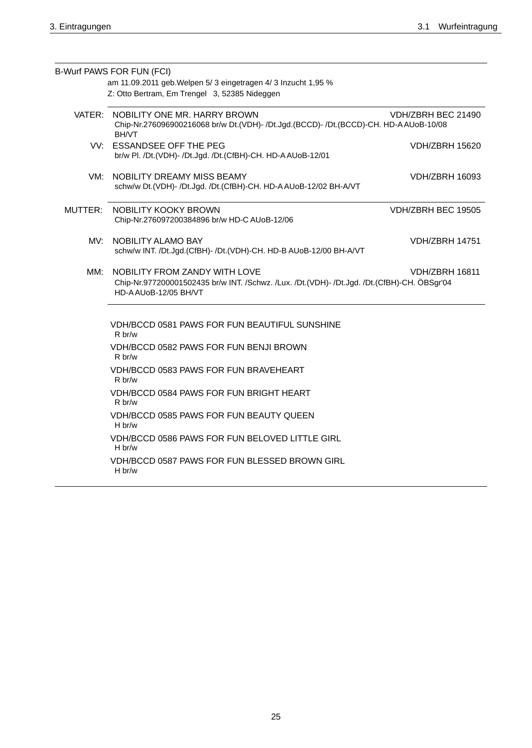B-Wurf PAWS FOR FUN (FCI)

am 11.09.2011 geb.Welpen 5/ 3 eingetragen 4/ 3 Inzucht 1,95 %
Z: Otto Bertram, Em Trengel 3, 52385 Nideggen

| | | |
|---|---|---|
| VATER: | NOBILITY ONE MR. HARRY BROWN<br>Chip-Nr.276096900216068 br/w Dt.(VDH)- /Dt.Jgd.(BCCD)- /Dt.(BCCD)-CH. HD-A AUoB-10/08 BH/VT | VDH/ZBRH BEC 21490 |
| VV: | ESSANDSEE OFF THE PEG<br>br/w Pl. /Dt.(VDH)- /Dt.Jgd. /Dt.(CfBH)-CH. HD-A AUoB-12/01 | VDH/ZBRH 15620 |
| VM: | NOBILITY DREAMY MISS BEAMY<br>schw/w Dt.(VDH)- /Dt.Jgd. /Dt.(CfBH)-CH. HD-A AUoB-12/02 BH-A/VT | VDH/ZBRH 16093 |
| MUTTER: | NOBILITY KOOKY BROWN<br>Chip-Nr.276097200384896 br/w HD-C AUoB-12/06 | VDH/ZBRH BEC 19505 |
| MV: | NOBILITY ALAMO BAY<br>schw/w INT. /Dt.Jgd.(CfBH)- /Dt.(VDH)-CH. HD-B AUoB-12/00 BH-A/VT | VDH/ZBRH 14751 |
| MM: | NOBILITY FROM ZANDY WITH LOVE<br>Chip-Nr.977200001502435 br/w INT. /Schwz. /Lux. /Dt.(VDH)- /Dt.Jgd. /Dt.(CfBH)-CH. ÖBSgr'04 HD-A AUoB-12/05 BH/VT | VDH/ZBRH 16811 |

VDH/BCCD 0581 PAWS FOR FUN BEAUTIFUL SUNSHINE
R br/w

VDH/BCCD 0582 PAWS FOR FUN BENJI BROWN
R br/w

VDH/BCCD 0583 PAWS FOR FUN BRAVEHEART
R br/w

VDH/BCCD 0584 PAWS FOR FUN BRIGHT HEART
R br/w

VDH/BCCD 0585 PAWS FOR FUN BEAUTY QUEEN
H br/w

VDH/BCCD 0586 PAWS FOR FUN BELOVED LITTLE GIRL
H br/w

VDH/BCCD 0587 PAWS FOR FUN BLESSED BROWN GIRL
H br/w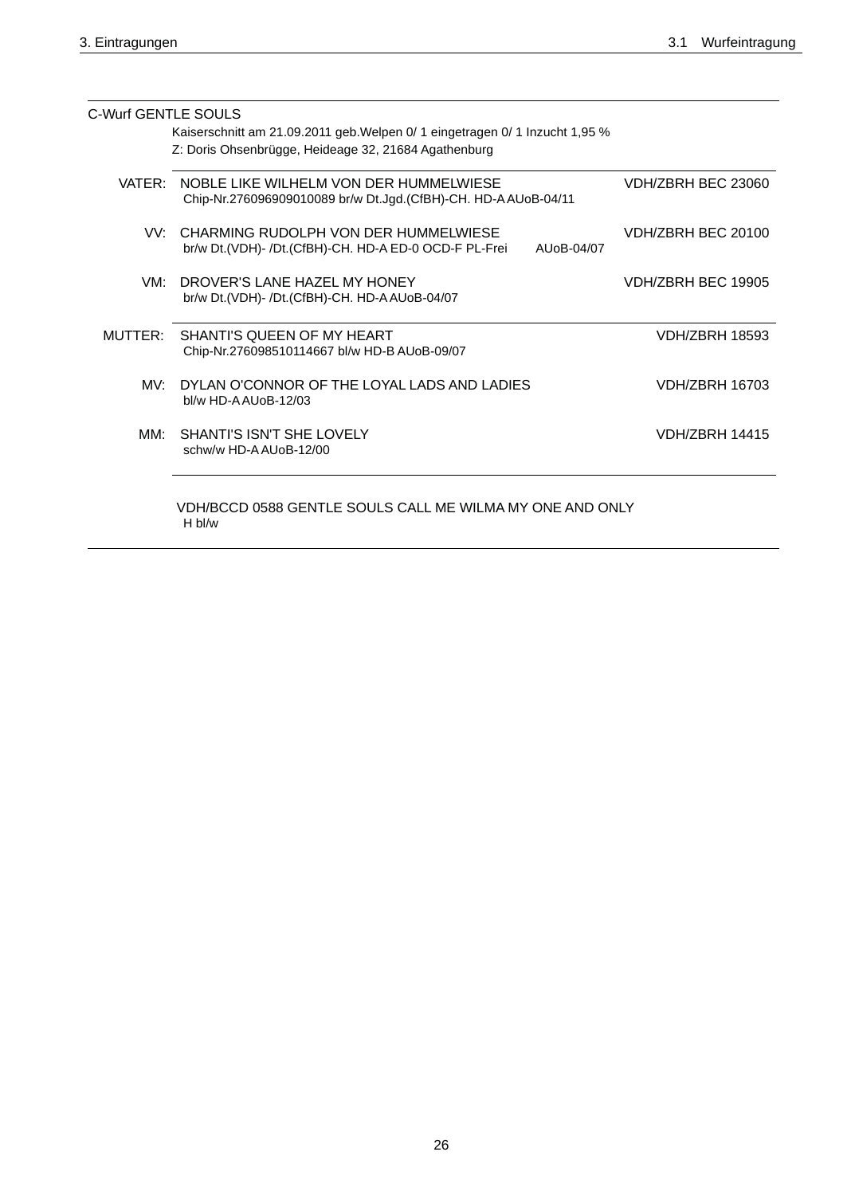C-Wurf GENTLE SOULS

Kaiserschnitt am 21.09.2011 geb.Welpen 0/ 1 eingetragen 0/ 1 Inzucht 1,95 %
Z: Doris Ohsenbrügge, Heideage 32, 21684 Agathenburg

| | | |
|---|---|---|
| VATER: | NOBLE LIKE WILHELM VON DER HUMMELWIESE<br>Chip-Nr.276096909010089 br/w Dt.Jgd.(CfBH)-CH. HD-A AUoB-04/11 | VDH/ZBRH BEC 23060 |
| VV: | CHARMING RUDOLPH VON DER HUMMELWIESE<br>br/w Dt.(VDH)- /Dt.(CfBH)-CH. HD-A ED-0 OCD-F PL-Frei AUoB-04/07 | VDH/ZBRH BEC 20100 |
| VM: | DROVER'S LANE HAZEL MY HONEY<br>br/w Dt.(VDH)- /Dt.(CfBH)-CH. HD-A AUoB-04/07 | VDH/ZBRH BEC 19905 |
| MUTTER: | SHANTI'S QUEEN OF MY HEART<br>Chip-Nr.276098510114667 bl/w HD-B AUoB-09/07 | VDH/ZBRH 18593 |
| MV: | DYLAN O'CONNOR OF THE LOYAL LADS AND LADIES<br>bl/w HD-A AUoB-12/03 | VDH/ZBRH 16703 |
| MM: | SHANTI'S ISN'T SHE LOVELY<br>schw/w HD-A AUoB-12/00 | VDH/ZBRH 14415 |

VDH/BCCD 0588 GENTLE SOULS CALL ME WILMA MY ONE AND ONLY
H bl/w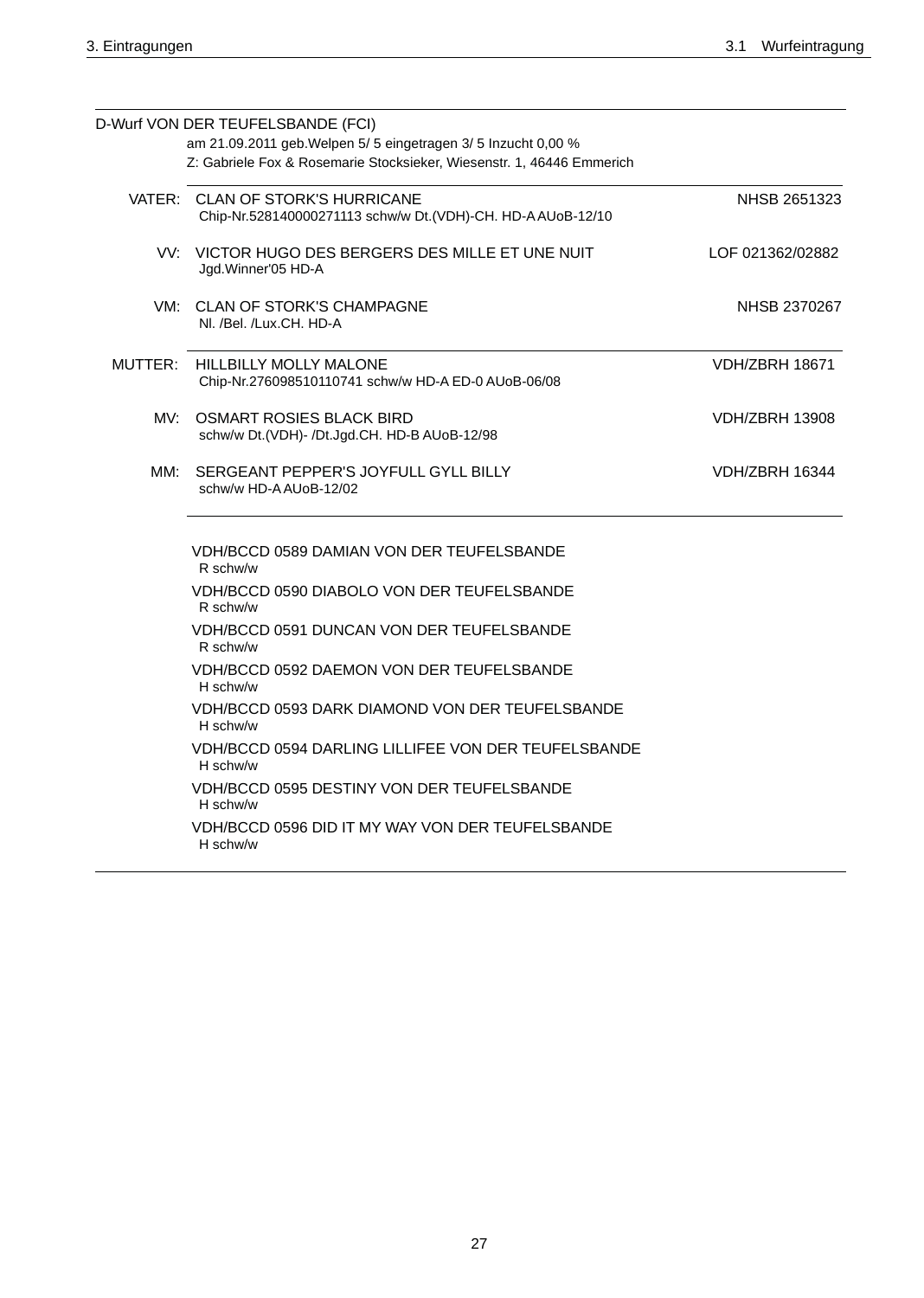D-Wurf VON DER TEUFELSBANDE (FCI)

am 21.09.2011 geb.Welpen 5/ 5 eingetragen 3/ 5 Inzucht 0,00 %

Z: Gabriele Fox & Rosemarie Stocksieker, Wiesenstr. 1, 46446 Emmerich

| | | |
|---|---|---|
| VATER: | CLAN OF STORK'S HURRICANE<br>Chip-Nr.528140000271113 schw/w Dt.(VDH)-CH. HD-A AUoB-12/10 | NHSB 2651323 |
| VV: | VICTOR HUGO DES BERGERS DES MILLE ET UNE NUIT<br>Jgd.Winner'05 HD-A | LOF 021362/02882 |
| VM: | CLAN OF STORK'S CHAMPAGNE<br>Nl. /Bel. /Lux.CH. HD-A | NHSB 2370267 |
| MUTTER: | HILLBILLY MOLLY MALONE<br>Chip-Nr.276098510110741 schw/w HD-A ED-0 AUoB-06/08 | VDH/ZBRH 18671 |
| MV: | OSMART ROSIES BLACK BIRD<br>schw/w Dt.(VDH)- /Dt.Jgd.CH. HD-B AUoB-12/98 | VDH/ZBRH 13908 |
| MM: | SERGEANT PEPPER'S JOYFULL GYLL BILLY<br>schw/w HD-A AUoB-12/02 | VDH/ZBRH 16344 |

VDH/BCCD 0589 DAMIAN VON DER TEUFELSBANDE
R schw/w

VDH/BCCD 0590 DIABOLO VON DER TEUFELSBANDE
R schw/w

VDH/BCCD 0591 DUNCAN VON DER TEUFELSBANDE
R schw/w

VDH/BCCD 0592 DAEMON VON DER TEUFELSBANDE
H schw/w

VDH/BCCD 0593 DARK DIAMOND VON DER TEUFELSBANDE
H schw/w

VDH/BCCD 0594 DARLING LILLIFEE VON DER TEUFELSBANDE
H schw/w

VDH/BCCD 0595 DESTINY VON DER TEUFELSBANDE
H schw/w

VDH/BCCD 0596 DID IT MY WAY VON DER TEUFELSBANDE
H schw/w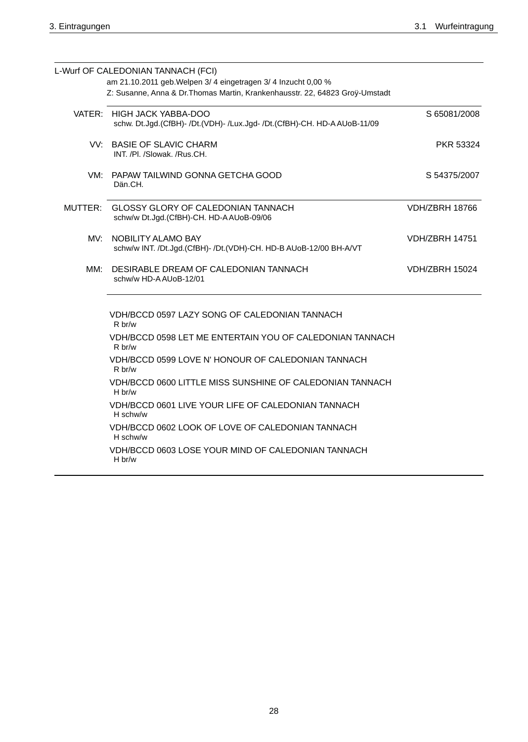L-Wurf OF CALEDONIAN TANNACH (FCI)

am 21.10.2011 geb.Welpen 3/ 4 eingetragen 3/ 4 Inzucht 0,00 %

Z: Susanne, Anna & Dr.Thomas Martin, Krankenhausstr. 22, 64823 Groÿ-Umstadt

| | | |
|---|---|---|
| VATER: | HIGH JACK YABBA-DOO<br>schw. Dt.Jgd.(CfBH)- /Dt.(VDH)- /Lux.Jgd- /Dt.(CfBH)-CH. HD-A AUoB-11/09 | S 65081/2008 |
| VV: | BASIE OF SLAVIC CHARM<br>INT. /Pl. /Slowak. /Rus.CH. | PKR 53324 |
| VM: | PAPAW TAILWIND GONNA GETCHA GOOD<br>Dän.CH. | S 54375/2007 |
| MUTTER: | GLOSSY GLORY OF CALEDONIAN TANNACH<br>schw/w Dt.Jgd.(CfBH)-CH. HD-A AUoB-09/06 | VDH/ZBRH 18766 |
| MV: | NOBILITY ALAMO BAY<br>schw/w INT. /Dt.Jgd.(CfBH)- /Dt.(VDH)-CH. HD-B AUoB-12/00 BH-A/VT | VDH/ZBRH 14751 |
| MM: | DESIRABLE DREAM OF CALEDONIAN TANNACH<br>schw/w HD-A AUoB-12/01 | VDH/ZBRH 15024 |

VDH/BCCD 0597 LAZY SONG OF CALEDONIAN TANNACH
R br/w

VDH/BCCD 0598 LET ME ENTERTAIN YOU OF CALEDONIAN TANNACH
R br/w

VDH/BCCD 0599 LOVE N' HONOUR OF CALEDONIAN TANNACH
R br/w

VDH/BCCD 0600 LITTLE MISS SUNSHINE OF CALEDONIAN TANNACH
H br/w

VDH/BCCD 0601 LIVE YOUR LIFE OF CALEDONIAN TANNACH
H schw/w

VDH/BCCD 0602 LOOK OF LOVE OF CALEDONIAN TANNACH
H schw/w

VDH/BCCD 0603 LOSE YOUR MIND OF CALEDONIAN TANNACH
H br/w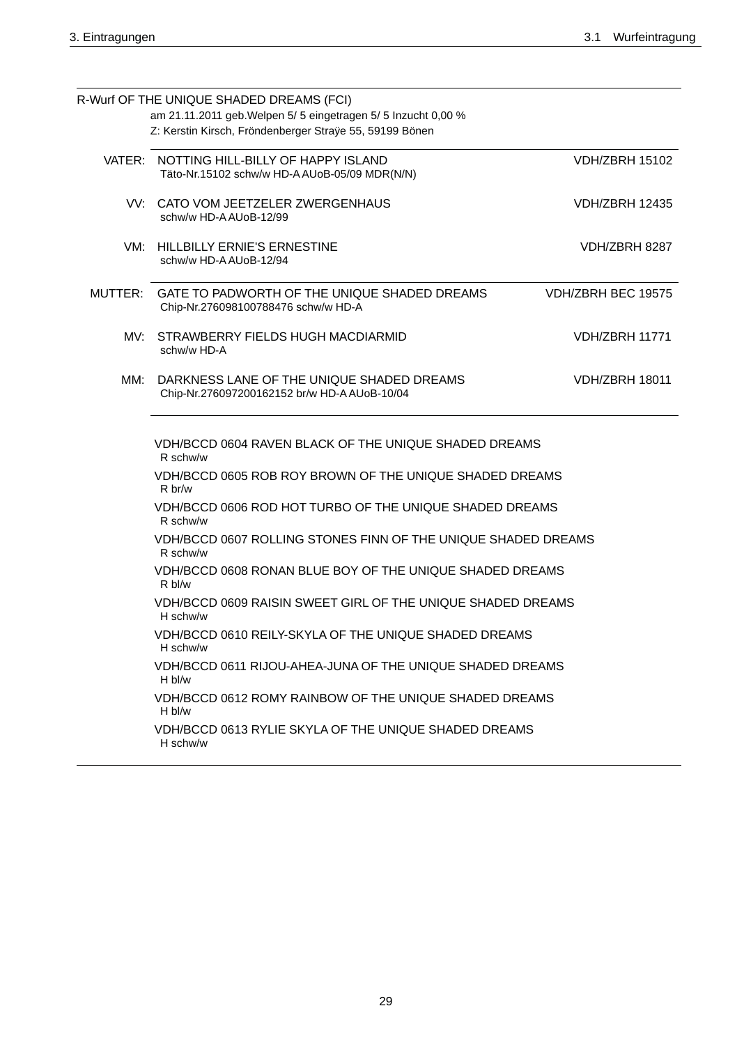R-Wurf OF THE UNIQUE SHADED DREAMS (FCI)

am 21.11.2011 geb.Welpen 5/ 5 eingetragen 5/ 5 Inzucht 0,00 %

Z: Kerstin Kirsch, Fröndenberger Straÿe 55, 59199 Bönen

| | | |
|---|---|---|
| VATER: | NOTTING HILL-BILLY OF HAPPY ISLAND<br>Täto-Nr.15102 schw/w HD-A AUoB-05/09 MDR(N/N) | VDH/ZBRH 15102 |
| VV: | CATO VOM JEETZELER ZWERGENHAUS<br>schw/w HD-A AUoB-12/99 | VDH/ZBRH 12435 |
| VM: | HILLBILLY ERNIE'S ERNESTINE<br>schw/w HD-A AUoB-12/94 | VDH/ZBRH 8287 |
| MUTTER: | GATE TO PADWORTH OF THE UNIQUE SHADED DREAMS<br>Chip-Nr.276098100788476 schw/w HD-A | VDH/ZBRH BEC 19575 |
| MV: | STRAWBERRY FIELDS HUGH MACDIARMID<br>schw/w HD-A | VDH/ZBRH 11771 |
| MM: | DARKNESS LANE OF THE UNIQUE SHADED DREAMS<br>Chip-Nr.276097200162152 br/w HD-A AUoB-10/04 | VDH/ZBRH 18011 |

VDH/BCCD 0604 RAVEN BLACK OF THE UNIQUE SHADED DREAMS
R schw/w

VDH/BCCD 0605 ROB ROY BROWN OF THE UNIQUE SHADED DREAMS
R br/w

VDH/BCCD 0606 ROD HOT TURBO OF THE UNIQUE SHADED DREAMS
R schw/w

VDH/BCCD 0607 ROLLING STONES FINN OF THE UNIQUE SHADED DREAMS
R schw/w

VDH/BCCD 0608 RONAN BLUE BOY OF THE UNIQUE SHADED DREAMS
R bl/w

VDH/BCCD 0609 RAISIN SWEET GIRL OF THE UNIQUE SHADED DREAMS
H schw/w

VDH/BCCD 0610 REILY-SKYLA OF THE UNIQUE SHADED DREAMS
H schw/w

VDH/BCCD 0611 RIJOU-AHEA-JUNA OF THE UNIQUE SHADED DREAMS
H bl/w

VDH/BCCD 0612 ROMY RAINBOW OF THE UNIQUE SHADED DREAMS
H bl/w

VDH/BCCD 0613 RYLIE SKYLA OF THE UNIQUE SHADED DREAMS
H schw/w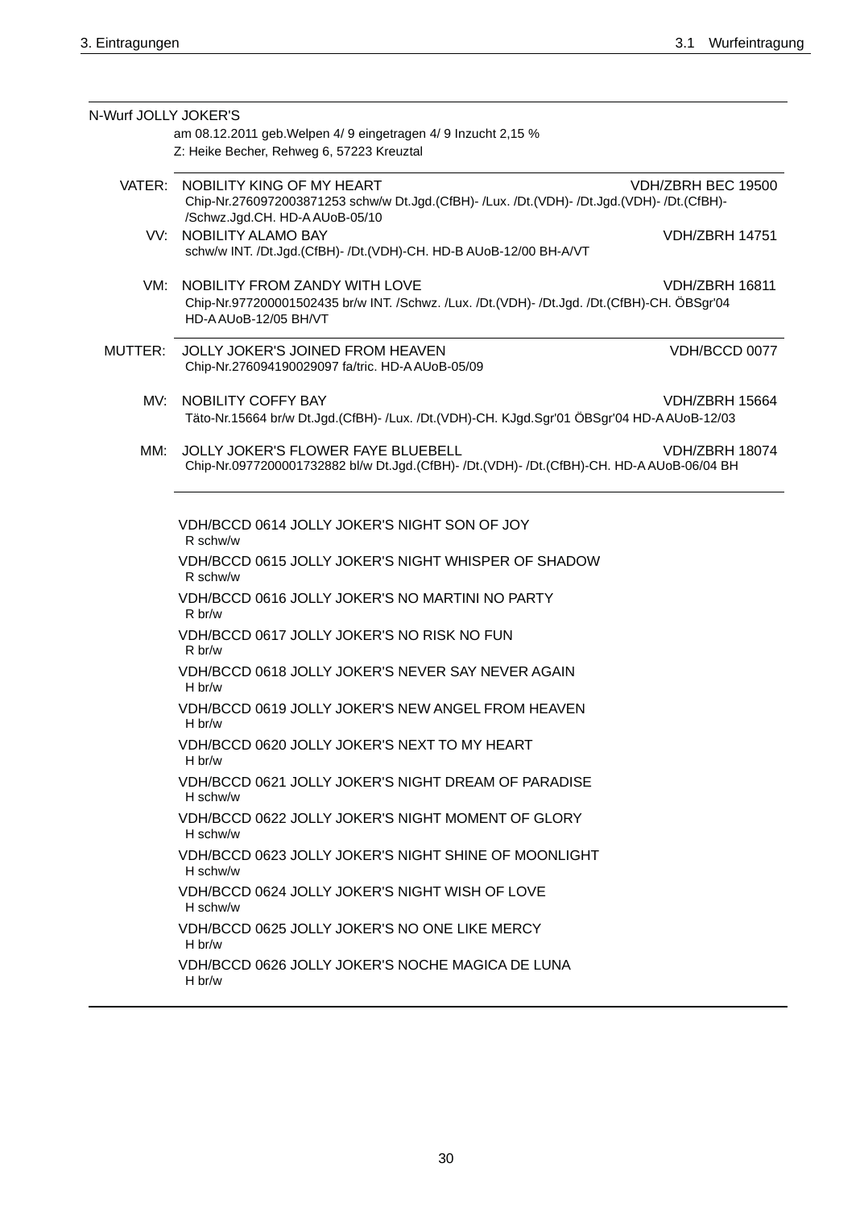## N-Wurf JOLLY JOKER'S

am 08.12.2011 geb.Welpen 4/ 9 eingetragen 4/ 9 Inzucht 2,15 %
Z: Heike Becher, Rehweg 6, 57223 Kreuztal

**VATER:** NOBILITY KING OF MY HEART — VDH/ZBRH BEC 19500
Chip-Nr.2760972003871253 schw/w Dt.Jgd.(CfBH)- /Lux. /Dt.(VDH)- /Dt.Jgd.(VDH)- /Dt.(CfBH)- /Schwz.Jgd.CH. HD-A AUoB-05/10

**VV:** NOBILITY ALAMO BAY — VDH/ZBRH 14751
schw/w INT. /Dt.Jgd.(CfBH)- /Dt.(VDH)-CH. HD-B AUoB-12/00 BH-A/VT

**VM:** NOBILITY FROM ZANDY WITH LOVE — VDH/ZBRH 16811
Chip-Nr.977200001502435 br/w INT. /Schwz. /Lux. /Dt.(VDH)- /Dt.Jgd. /Dt.(CfBH)-CH. ÖBSgr'04 HD-A AUoB-12/05 BH/VT

**MUTTER:** JOLLY JOKER'S JOINED FROM HEAVEN — VDH/BCCD 0077
Chip-Nr.276094190029097 fa/tric. HD-A AUoB-05/09

**MV:** NOBILITY COFFY BAY — VDH/ZBRH 15664
Täto-Nr.15664 br/w Dt.Jgd.(CfBH)- /Lux. /Dt.(VDH)-CH. KJgd.Sgr'01 ÖBSgr'04 HD-A AUoB-12/03

**MM:** JOLLY JOKER'S FLOWER FAYE BLUEBELL — VDH/ZBRH 18074
Chip-Nr.0977200001732882 bl/w Dt.Jgd.(CfBH)- /Dt.(VDH)- /Dt.(CfBH)-CH. HD-A AUoB-06/04 BH

---

VDH/BCCD 0614 JOLLY JOKER'S NIGHT SON OF JOY
R schw/w

VDH/BCCD 0615 JOLLY JOKER'S NIGHT WHISPER OF SHADOW
R schw/w

VDH/BCCD 0616 JOLLY JOKER'S NO MARTINI NO PARTY
R br/w

VDH/BCCD 0617 JOLLY JOKER'S NO RISK NO FUN
R br/w

VDH/BCCD 0618 JOLLY JOKER'S NEVER SAY NEVER AGAIN
H br/w

VDH/BCCD 0619 JOLLY JOKER'S NEW ANGEL FROM HEAVEN
H br/w

VDH/BCCD 0620 JOLLY JOKER'S NEXT TO MY HEART
H br/w

VDH/BCCD 0621 JOLLY JOKER'S NIGHT DREAM OF PARADISE
H schw/w

VDH/BCCD 0622 JOLLY JOKER'S NIGHT MOMENT OF GLORY
H schw/w

VDH/BCCD 0623 JOLLY JOKER'S NIGHT SHINE OF MOONLIGHT
H schw/w

VDH/BCCD 0624 JOLLY JOKER'S NIGHT WISH OF LOVE
H schw/w

VDH/BCCD 0625 JOLLY JOKER'S NO ONE LIKE MERCY
H br/w

VDH/BCCD 0626 JOLLY JOKER'S NOCHE MAGICA DE LUNA
H br/w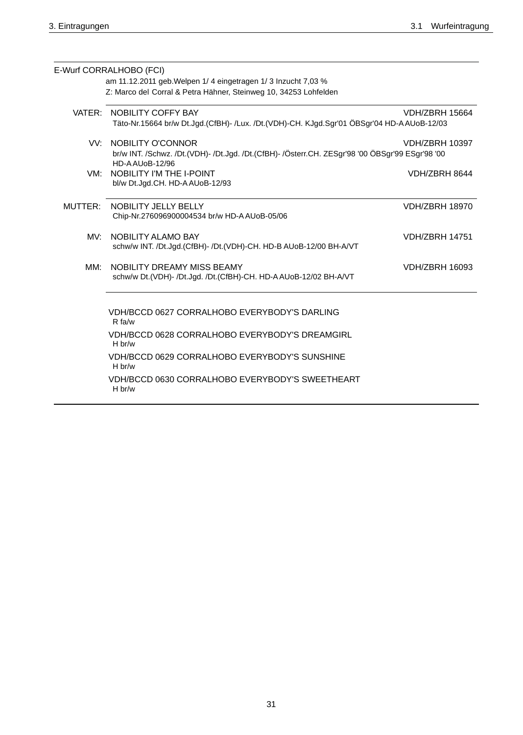E-Wurf CORRALHOBO (FCI)

am 11.12.2011 geb.Welpen 1/ 4 eingetragen 1/ 3 Inzucht 7,03 %

Z: Marco del Corral & Petra Hähner, Steinweg 10, 34253 Lohfelden

| | | |
|---|---|---|
| VATER: | NOBILITY COFFY BAY<br>Täto-Nr.15664 br/w Dt.Jgd.(CfBH)- /Lux. /Dt.(VDH)-CH. KJgd.Sgr'01 ÖBSgr'04 HD-A AUoB-12/03 | VDH/ZBRH 15664 |
| VV: | NOBILITY O'CONNOR<br>br/w INT. /Schwz. /Dt.(VDH)- /Dt.Jgd. /Dt.(CfBH)- /Österr.CH. ZESgr'98 '00 ÖBSgr'99 ESgr'98 '00 HD-A AUoB-12/96 | VDH/ZBRH 10397 |
| VM: | NOBILITY I'M THE I-POINT<br>bl/w Dt.Jgd.CH. HD-A AUoB-12/93 | VDH/ZBRH 8644 |
| MUTTER: | NOBILITY JELLY BELLY<br>Chip-Nr.276096900004534 br/w HD-A AUoB-05/06 | VDH/ZBRH 18970 |
| MV: | NOBILITY ALAMO BAY<br>schw/w INT. /Dt.Jgd.(CfBH)- /Dt.(VDH)-CH. HD-B AUoB-12/00 BH-A/VT | VDH/ZBRH 14751 |
| MM: | NOBILITY DREAMY MISS BEAMY<br>schw/w Dt.(VDH)- /Dt.Jgd. /Dt.(CfBH)-CH. HD-A AUoB-12/02 BH-A/VT | VDH/ZBRH 16093 |

VDH/BCCD 0627 CORRALHOBO EVERYBODY'S DARLING
R fa/w

VDH/BCCD 0628 CORRALHOBO EVERYBODY'S DREAMGIRL
H br/w

VDH/BCCD 0629 CORRALHOBO EVERYBODY'S SUNSHINE
H br/w

VDH/BCCD 0630 CORRALHOBO EVERYBODY'S SWEETHEART
H br/w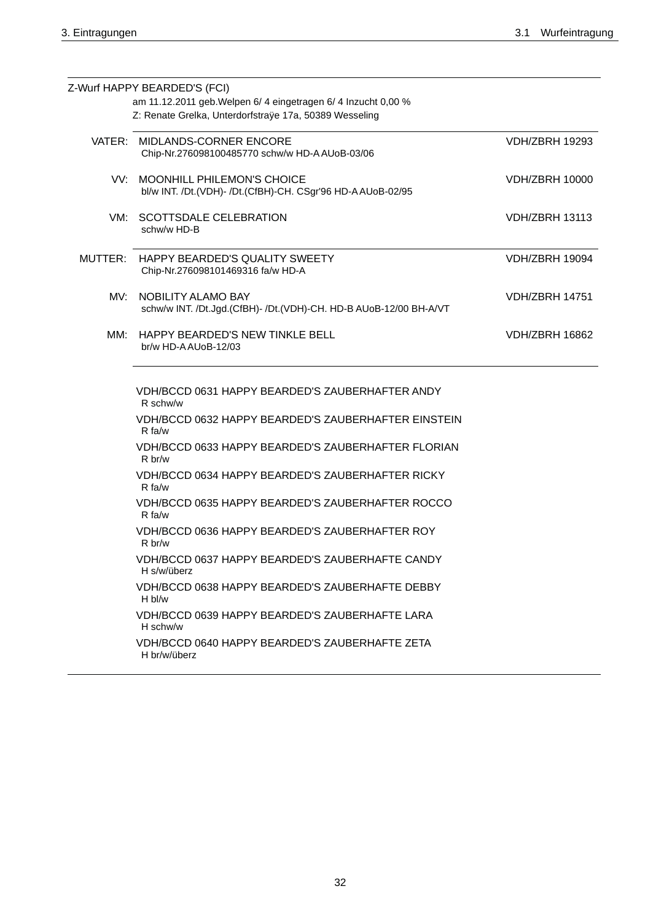Z-Wurf HAPPY BEARDED'S (FCI)

am 11.12.2011 geb.Welpen 6/ 4 eingetragen 6/ 4 Inzucht 0,00 %

Z: Renate Grelka, Unterdorfstraÿe 17a, 50389 Wesseling

| | | |
|---|---|---|
| VATER: | MIDLANDS-CORNER ENCORE<br>Chip-Nr.276098100485770 schw/w HD-A AUoB-03/06 | VDH/ZBRH 19293 |
| VV: | MOONHILL PHILEMON'S CHOICE<br>bl/w INT. /Dt.(VDH)- /Dt.(CfBH)-CH. CSgr'96 HD-A AUoB-02/95 | VDH/ZBRH 10000 |
| VM: | SCOTTSDALE CELEBRATION<br>schw/w HD-B | VDH/ZBRH 13113 |
| MUTTER: | HAPPY BEARDED'S QUALITY SWEETY<br>Chip-Nr.276098101469316 fa/w HD-A | VDH/ZBRH 19094 |
| MV: | NOBILITY ALAMO BAY<br>schw/w INT. /Dt.Jgd.(CfBH)- /Dt.(VDH)-CH. HD-B AUoB-12/00 BH-A/VT | VDH/ZBRH 14751 |
| MM: | HAPPY BEARDED'S NEW TINKLE BELL<br>br/w HD-A AUoB-12/03 | VDH/ZBRH 16862 |

VDH/BCCD 0631 HAPPY BEARDED'S ZAUBERHAFTER ANDY
R schw/w

VDH/BCCD 0632 HAPPY BEARDED'S ZAUBERHAFTER EINSTEIN
R fa/w

VDH/BCCD 0633 HAPPY BEARDED'S ZAUBERHAFTER FLORIAN
R br/w

VDH/BCCD 0634 HAPPY BEARDED'S ZAUBERHAFTER RICKY
R fa/w

VDH/BCCD 0635 HAPPY BEARDED'S ZAUBERHAFTER ROCCO
R fa/w

VDH/BCCD 0636 HAPPY BEARDED'S ZAUBERHAFTER ROY
R br/w

VDH/BCCD 0637 HAPPY BEARDED'S ZAUBERHAFTE CANDY
H s/w/überz

VDH/BCCD 0638 HAPPY BEARDED'S ZAUBERHAFTE DEBBY
H bl/w

VDH/BCCD 0639 HAPPY BEARDED'S ZAUBERHAFTE LARA
H schw/w

VDH/BCCD 0640 HAPPY BEARDED'S ZAUBERHAFTE ZETA
H br/w/überz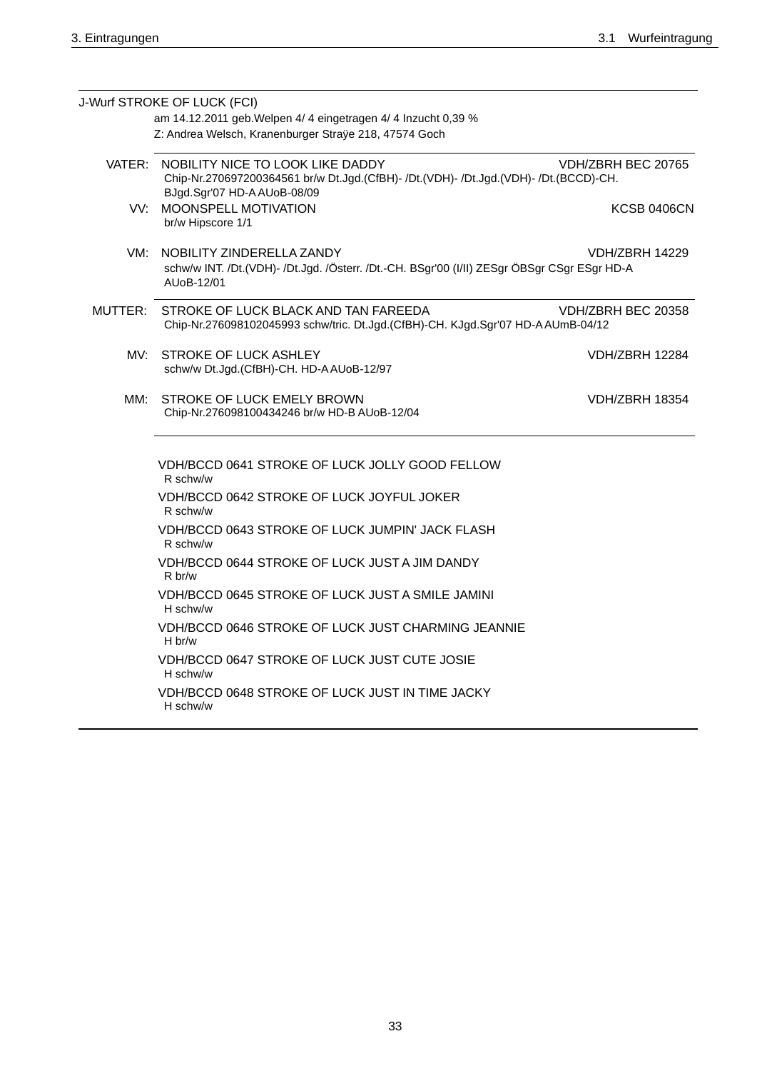J-Wurf STROKE OF LUCK (FCI)

am 14.12.2011 geb.Welpen 4/ 4 eingetragen 4/ 4 Inzucht 0,39 %

Z: Andrea Welsch, Kranenburger Straÿe 218, 47574 Goch

VATER: NOBILITY NICE TO LOOK LIKE DADDY — VDH/ZBRH BEC 20765
Chip-Nr.270697200364561 br/w Dt.Jgd.(CfBH)- /Dt.(VDH)- /Dt.Jgd.(VDH)- /Dt.(BCCD)-CH. BJgd.Sgr'07 HD-A AUoB-08/09

VV: MOONSPELL MOTIVATION — KCSB 0406CN
br/w Hipscore 1/1

VM: NOBILITY ZINDERELLA ZANDY — VDH/ZBRH 14229
schw/w INT. /Dt.(VDH)- /Dt.Jgd. /Österr. /Dt.-CH. BSgr'00 (I/II) ZESgr ÖBSgr CSgr ESgr HD-A AUoB-12/01

MUTTER: STROKE OF LUCK BLACK AND TAN FAREEDA — VDH/ZBRH BEC 20358
Chip-Nr.276098102045993 schw/tric. Dt.Jgd.(CfBH)-CH. KJgd.Sgr'07 HD-A AUmB-04/12

MV: STROKE OF LUCK ASHLEY — VDH/ZBRH 12284
schw/w Dt.Jgd.(CfBH)-CH. HD-A AUoB-12/97

MM: STROKE OF LUCK EMELY BROWN — VDH/ZBRH 18354
Chip-Nr.276098100434246 br/w HD-B AUoB-12/04

VDH/BCCD 0641 STROKE OF LUCK JOLLY GOOD FELLOW
R schw/w

VDH/BCCD 0642 STROKE OF LUCK JOYFUL JOKER
R schw/w

VDH/BCCD 0643 STROKE OF LUCK JUMPIN' JACK FLASH
R schw/w

VDH/BCCD 0644 STROKE OF LUCK JUST A JIM DANDY
R br/w

VDH/BCCD 0645 STROKE OF LUCK JUST A SMILE JAMINI
H schw/w

VDH/BCCD 0646 STROKE OF LUCK JUST CHARMING JEANNIE
H br/w

VDH/BCCD 0647 STROKE OF LUCK JUST CUTE JOSIE
H schw/w

VDH/BCCD 0648 STROKE OF LUCK JUST IN TIME JACKY
H schw/w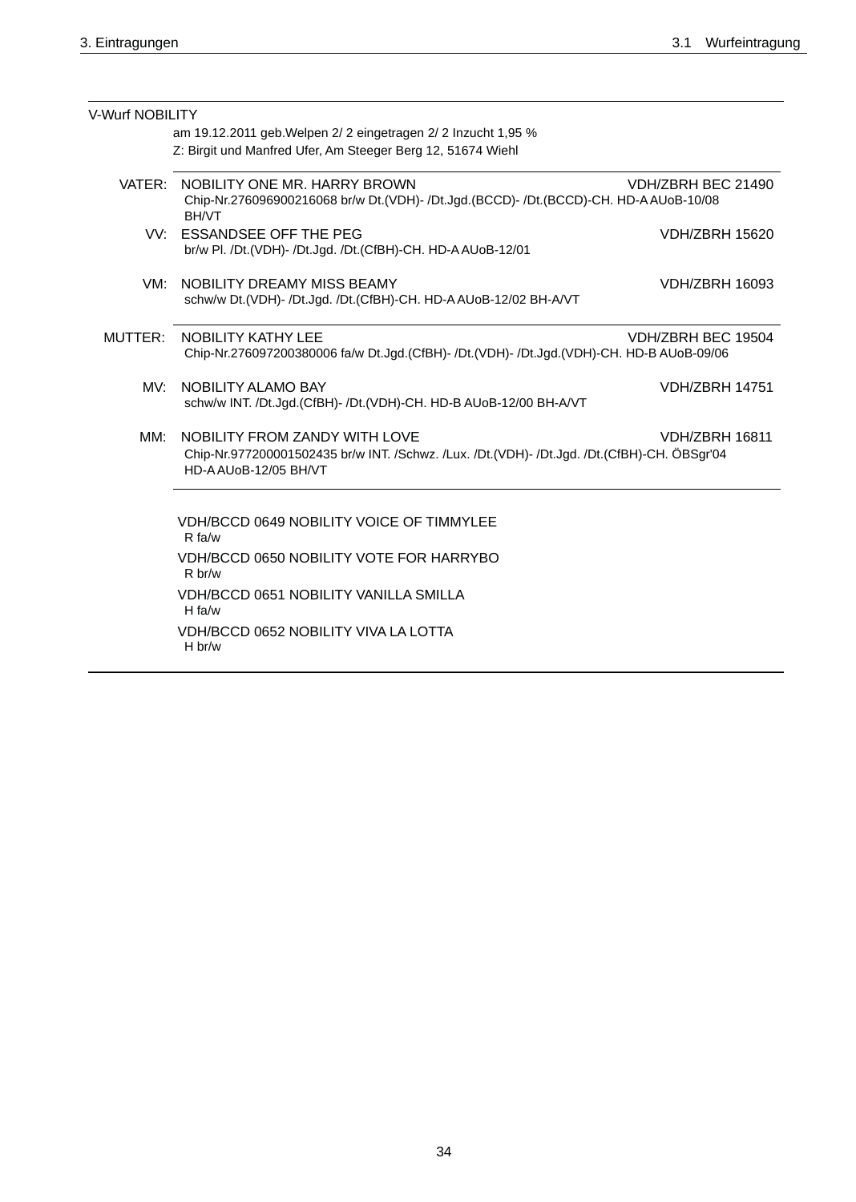V-Wurf NOBILITY

am 19.12.2011 geb.Welpen 2/ 2 eingetragen 2/ 2 Inzucht 1,95 %
Z: Birgit und Manfred Ufer, Am Steeger Berg 12, 51674 Wiehl

VATER: NOBILITY ONE MR. HARRY BROWN — VDH/ZBRH BEC 21490
Chip-Nr.276096900216068 br/w Dt.(VDH)- /Dt.Jgd.(BCCD)- /Dt.(BCCD)-CH. HD-A AUoB-10/08 BH/VT

VV: ESSANDSEE OFF THE PEG — VDH/ZBRH 15620
br/w Pl. /Dt.(VDH)- /Dt.Jgd. /Dt.(CfBH)-CH. HD-A AUoB-12/01

VM: NOBILITY DREAMY MISS BEAMY — VDH/ZBRH 16093
schw/w Dt.(VDH)- /Dt.Jgd. /Dt.(CfBH)-CH. HD-A AUoB-12/02 BH-A/VT

MUTTER: NOBILITY KATHY LEE — VDH/ZBRH BEC 19504
Chip-Nr.276097200380006 fa/w Dt.Jgd.(CfBH)- /Dt.(VDH)- /Dt.Jgd.(VDH)-CH. HD-B AUoB-09/06

MV: NOBILITY ALAMO BAY — VDH/ZBRH 14751
schw/w INT. /Dt.Jgd.(CfBH)- /Dt.(VDH)-CH. HD-B AUoB-12/00 BH-A/VT

MM: NOBILITY FROM ZANDY WITH LOVE — VDH/ZBRH 16811
Chip-Nr.977200001502435 br/w INT. /Schwz. /Lux. /Dt.(VDH)- /Dt.Jgd. /Dt.(CfBH)-CH. ÖBSgr'04 HD-A AUoB-12/05 BH/VT

VDH/BCCD 0649 NOBILITY VOICE OF TIMMYLEE
R fa/w

VDH/BCCD 0650 NOBILITY VOTE FOR HARRYBO
R br/w

VDH/BCCD 0651 NOBILITY VANILLA SMILLA
H fa/w

VDH/BCCD 0652 NOBILITY VIVA LA LOTTA
H br/w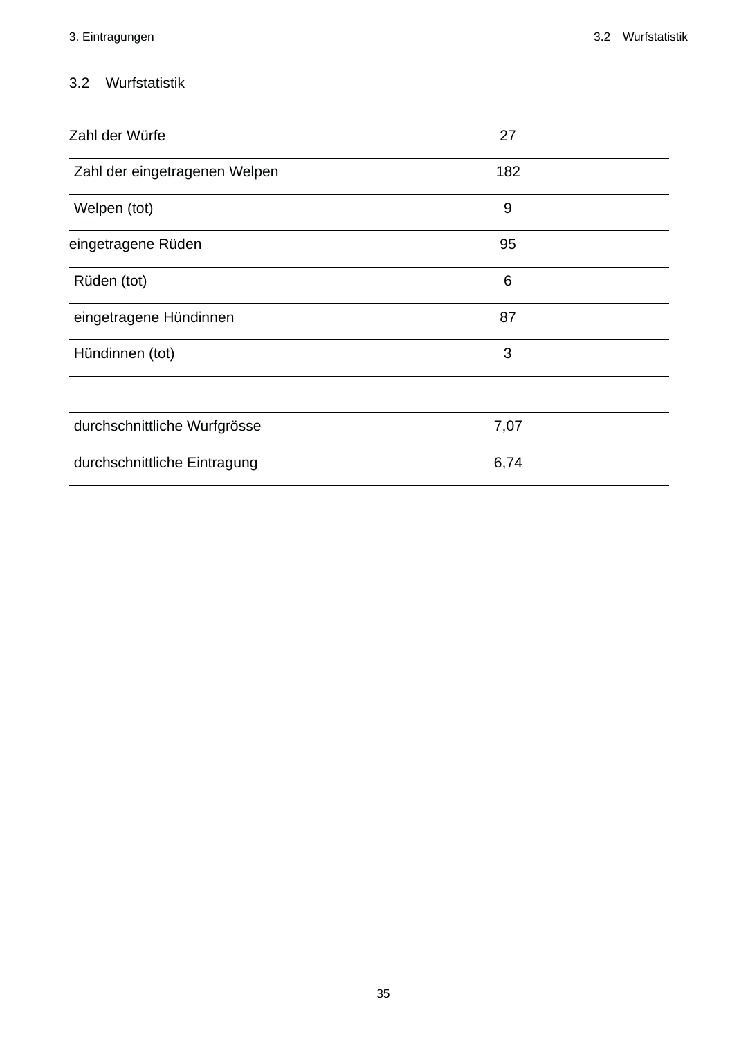## 3.2 Wurfstatistik

| | |
|---|---|
| Zahl der Würfe | 27 |
| Zahl der eingetragenen Welpen | 182 |
| Welpen (tot) | 9 |
| eingetragene Rüden | 95 |
| Rüden (tot) | 6 |
| eingetragene Hündinnen | 87 |
| Hündinnen (tot) | 3 |
| | |
| durchschnittliche Wurfgrösse | 7,07 |
| durchschnittliche Eintragung | 6,74 |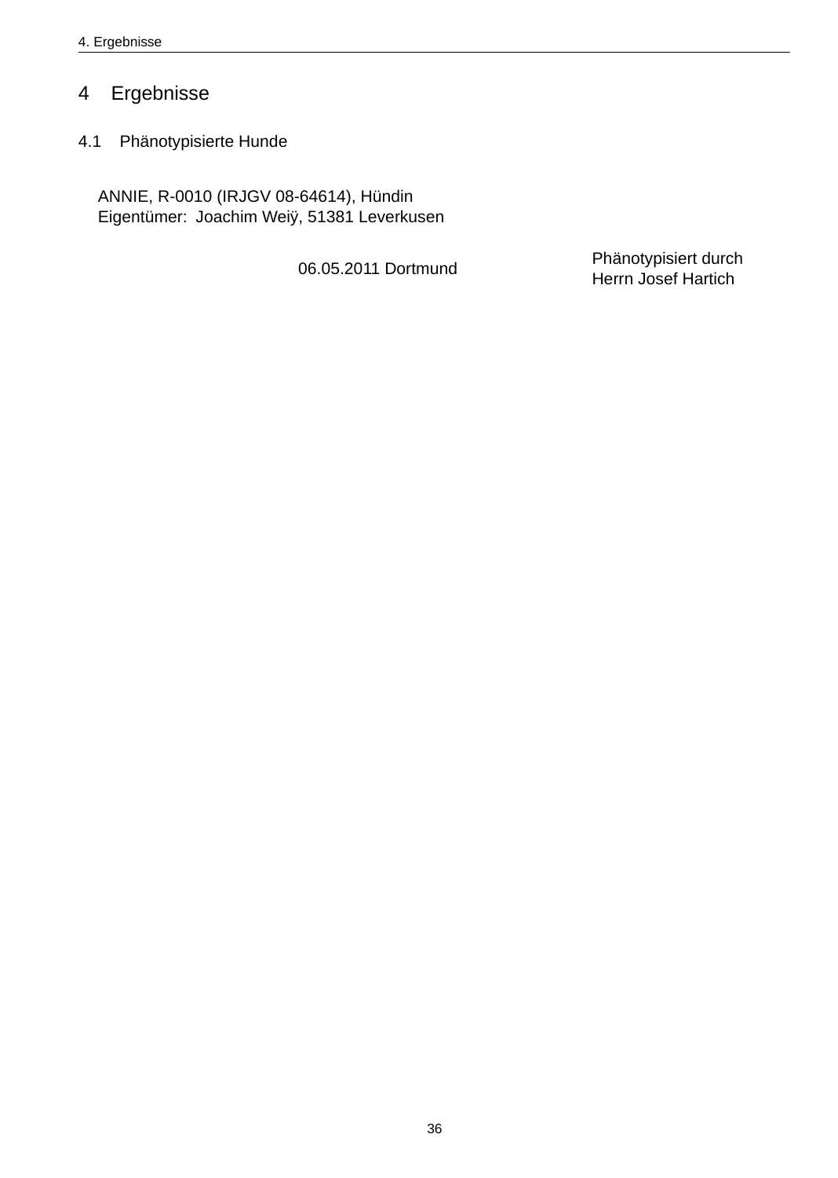# 4 Ergebnisse

## 4.1 Phänotypisierte Hunde

ANNIE, R-0010 (IRJGV 08-64614), Hündin
Eigentümer: Joachim Weiÿ, 51381 Leverkusen

06.05.2011 Dortmund

Phänotypisiert durch
Herrn Josef Hartich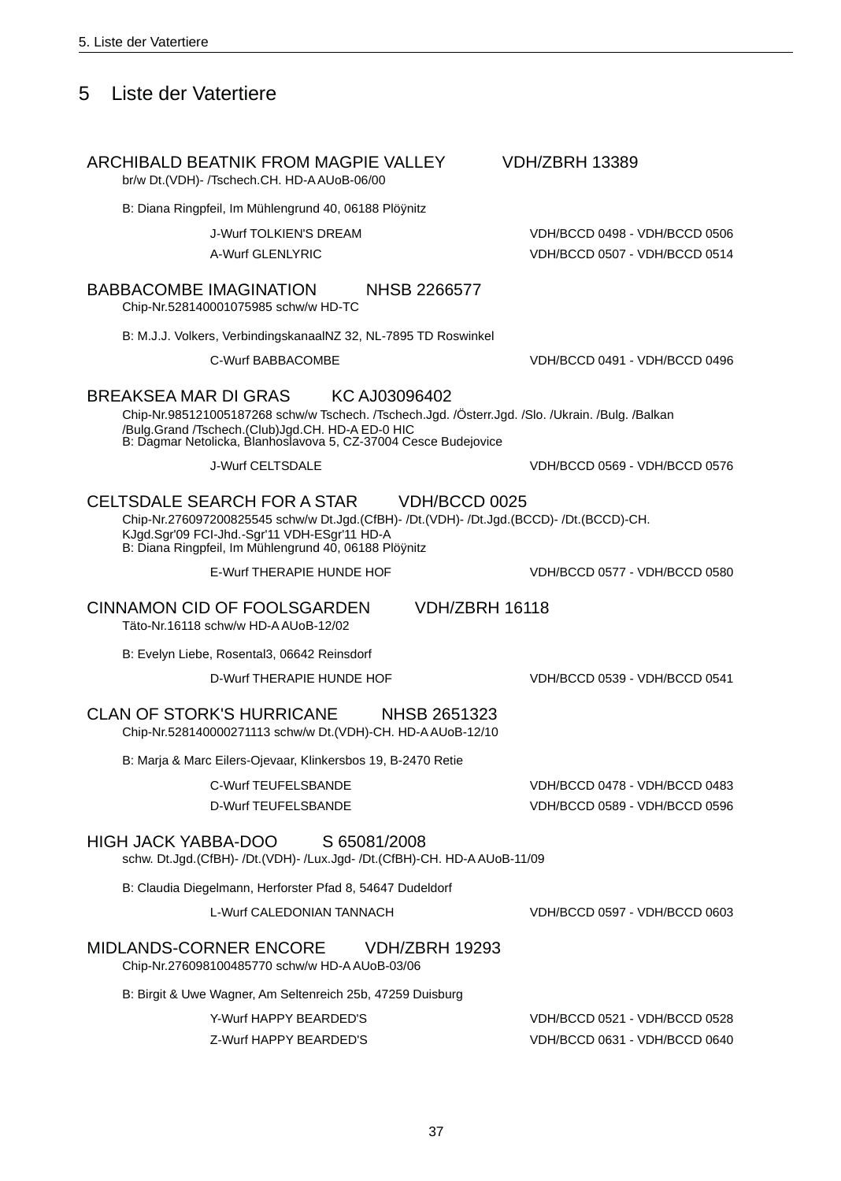# 5 Liste der Vatertiere

**ARCHIBALD BEATNIK FROM MAGPIE VALLEY** VDH/ZBRH 13389
br/w Dt.(VDH)- /Tschech.CH. HD-A AUoB-06/00

B: Diana Ringpfeil, Im Mühlengrund 40, 06188 Plöÿnitz

| | |
|---|---|
| J-Wurf TOLKIEN'S DREAM | VDH/BCCD 0498 - VDH/BCCD 0506 |
| A-Wurf GLENLYRIC | VDH/BCCD 0507 - VDH/BCCD 0514 |

**BABBACOMBE IMAGINATION** NHSB 2266577
Chip-Nr.528140001075985 schw/w HD-TC

B: M.J.J. Volkers, VerbindingskanaalNZ 32, NL-7895 TD Roswinkel

| | |
|---|---|
| C-Wurf BABBACOMBE | VDH/BCCD 0491 - VDH/BCCD 0496 |

**BREAKSEA MAR DI GRAS** KC AJ03096402
Chip-Nr.985121005187268 schw/w Tschech. /Tschech.Jgd. /Österr.Jgd. /Slo. /Ukrain. /Bulg. /Balkan /Bulg.Grand /Tschech.(Club)Jgd.CH. HD-A ED-0 HIC
B: Dagmar Netolicka, Blanhoslavova 5, CZ-37004 Cesce Budejovice

| | |
|---|---|
| J-Wurf CELTSDALE | VDH/BCCD 0569 - VDH/BCCD 0576 |

**CELTSDALE SEARCH FOR A STAR** VDH/BCCD 0025
Chip-Nr.276097200825545 schw/w Dt.Jgd.(CfBH)- /Dt.(VDH)- /Dt.Jgd.(BCCD)- /Dt.(BCCD)-CH. KJgd.Sgr'09 FCI-Jhd.-Sgr'11 VDH-ESgr'11 HD-A
B: Diana Ringpfeil, Im Mühlengrund 40, 06188 Plöÿnitz

| | |
|---|---|
| E-Wurf THERAPIE HUNDE HOF | VDH/BCCD 0577 - VDH/BCCD 0580 |

**CINNAMON CID OF FOOLSGARDEN** VDH/ZBRH 16118
Täto-Nr.16118 schw/w HD-A AUoB-12/02

B: Evelyn Liebe, Rosental3, 06642 Reinsdorf

| | |
|---|---|
| D-Wurf THERAPIE HUNDE HOF | VDH/BCCD 0539 - VDH/BCCD 0541 |

**CLAN OF STORK'S HURRICANE** NHSB 2651323
Chip-Nr.528140000271113 schw/w Dt.(VDH)-CH. HD-A AUoB-12/10

B: Marja & Marc Eilers-Ojevaar, Klinkersbos 19, B-2470 Retie

| | |
|---|---|
| C-Wurf TEUFELSBANDE | VDH/BCCD 0478 - VDH/BCCD 0483 |
| D-Wurf TEUFELSBANDE | VDH/BCCD 0589 - VDH/BCCD 0596 |

**HIGH JACK YABBA-DOO** S 65081/2008
schw. Dt.Jgd.(CfBH)- /Dt.(VDH)- /Lux.Jgd- /Dt.(CfBH)-CH. HD-A AUoB-11/09

B: Claudia Diegelmann, Herforster Pfad 8, 54647 Dudeldorf

| | |
|---|---|
| L-Wurf CALEDONIAN TANNACH | VDH/BCCD 0597 - VDH/BCCD 0603 |

**MIDLANDS-CORNER ENCORE** VDH/ZBRH 19293
Chip-Nr.276098100485770 schw/w HD-A AUoB-03/06

B: Birgit & Uwe Wagner, Am Seltenreich 25b, 47259 Duisburg

| | |
|---|---|
| Y-Wurf HAPPY BEARDED'S | VDH/BCCD 0521 - VDH/BCCD 0528 |
| Z-Wurf HAPPY BEARDED'S | VDH/BCCD 0631 - VDH/BCCD 0640 |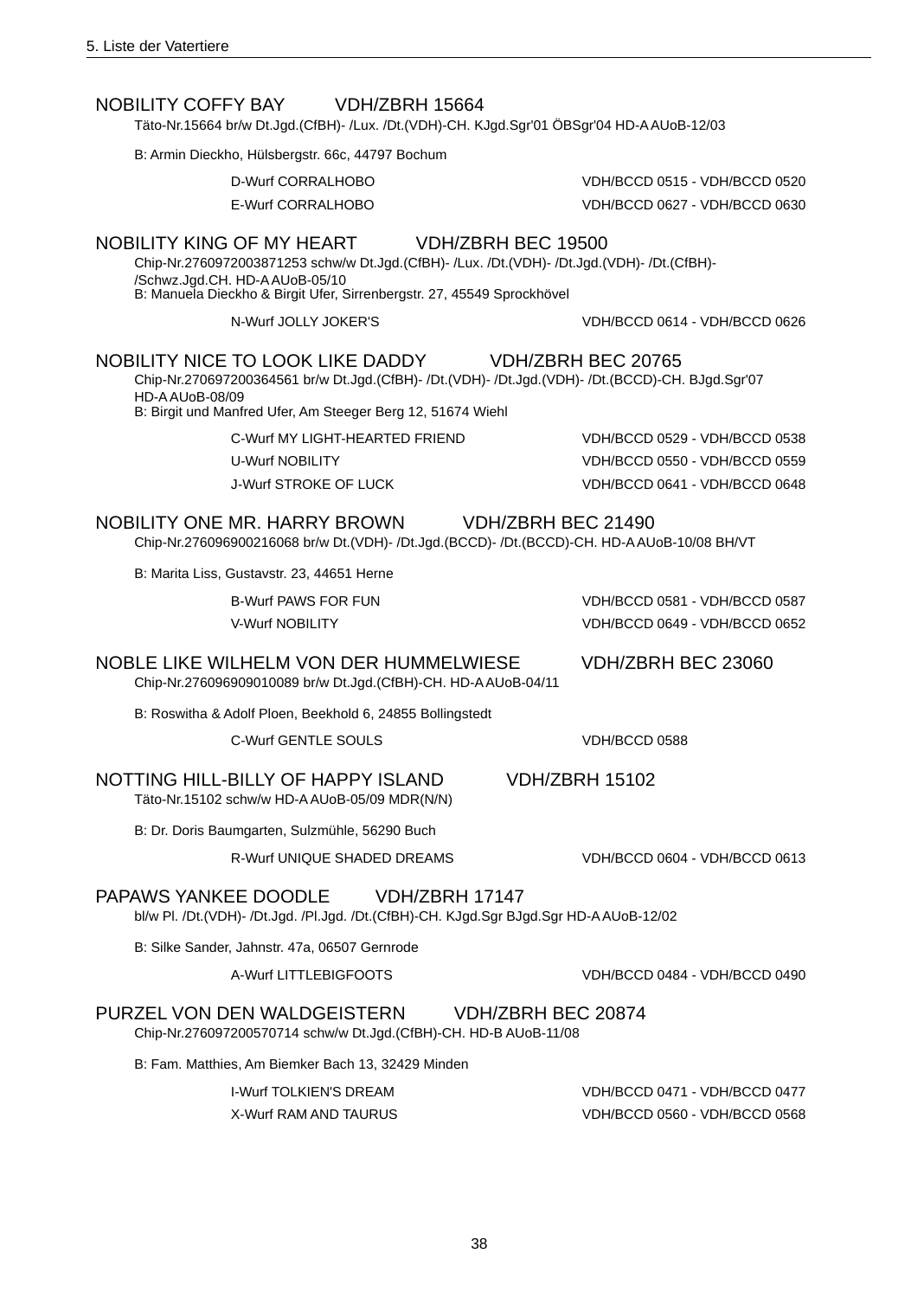## NOBILITY COFFY BAY VDH/ZBRH 15664

Täto-Nr.15664 br/w Dt.Jgd.(CfBH)- /Lux. /Dt.(VDH)-CH. KJgd.Sgr'01 ÖBSgr'04 HD-A AUoB-12/03

B: Armin Dieckho, Hülsbergstr. 66c, 44797 Bochum

| | |
|---|---|
| D-Wurf CORRALHOBO | VDH/BCCD 0515 - VDH/BCCD 0520 |
| E-Wurf CORRALHOBO | VDH/BCCD 0627 - VDH/BCCD 0630 |

## NOBILITY KING OF MY HEART VDH/ZBRH BEC 19500

Chip-Nr.2760972003871253 schw/w Dt.Jgd.(CfBH)- /Lux. /Dt.(VDH)- /Dt.Jgd.(VDH)- /Dt.(CfBH)- /Schwz.Jgd.CH. HD-A AUoB-05/10
B: Manuela Dieckho & Birgit Ufer, Sirrenbergstr. 27, 45549 Sprockhövel

| | |
|---|---|
| N-Wurf JOLLY JOKER'S | VDH/BCCD 0614 - VDH/BCCD 0626 |

## NOBILITY NICE TO LOOK LIKE DADDY VDH/ZBRH BEC 20765

Chip-Nr.270697200364561 br/w Dt.Jgd.(CfBH)- /Dt.(VDH)- /Dt.Jgd.(VDH)- /Dt.(BCCD)-CH. BJgd.Sgr'07 HD-A AUoB-08/09
B: Birgit und Manfred Ufer, Am Steeger Berg 12, 51674 Wiehl

| | |
|---|---|
| C-Wurf MY LIGHT-HEARTED FRIEND | VDH/BCCD 0529 - VDH/BCCD 0538 |
| U-Wurf NOBILITY | VDH/BCCD 0550 - VDH/BCCD 0559 |
| J-Wurf STROKE OF LUCK | VDH/BCCD 0641 - VDH/BCCD 0648 |

## NOBILITY ONE MR. HARRY BROWN VDH/ZBRH BEC 21490

Chip-Nr.276096900216068 br/w Dt.(VDH)- /Dt.Jgd.(BCCD)- /Dt.(BCCD)-CH. HD-A AUoB-10/08 BH/VT

B: Marita Liss, Gustavstr. 23, 44651 Herne

| | |
|---|---|
| B-Wurf PAWS FOR FUN | VDH/BCCD 0581 - VDH/BCCD 0587 |
| V-Wurf NOBILITY | VDH/BCCD 0649 - VDH/BCCD 0652 |

## NOBLE LIKE WILHELM VON DER HUMMELWIESE VDH/ZBRH BEC 23060

Chip-Nr.276096909010089 br/w Dt.Jgd.(CfBH)-CH. HD-A AUoB-04/11

B: Roswitha & Adolf Ploen, Beekhold 6, 24855 Bollingstedt

| | |
|---|---|
| C-Wurf GENTLE SOULS | VDH/BCCD 0588 |

## NOTTING HILL-BILLY OF HAPPY ISLAND VDH/ZBRH 15102

Täto-Nr.15102 schw/w HD-A AUoB-05/09 MDR(N/N)

B: Dr. Doris Baumgarten, Sulzmühle, 56290 Buch

| | |
|---|---|
| R-Wurf UNIQUE SHADED DREAMS | VDH/BCCD 0604 - VDH/BCCD 0613 |

## PAPAWS YANKEE DOODLE VDH/ZBRH 17147

bl/w Pl. /Dt.(VDH)- /Dt.Jgd. /Pl.Jgd. /Dt.(CfBH)-CH. KJgd.Sgr BJgd.Sgr HD-A AUoB-12/02

B: Silke Sander, Jahnstr. 47a, 06507 Gernrode

| | |
|---|---|
| A-Wurf LITTLEBIGFOOTS | VDH/BCCD 0484 - VDH/BCCD 0490 |

## PURZEL VON DEN WALDGEISTERN VDH/ZBRH BEC 20874

Chip-Nr.276097200570714 schw/w Dt.Jgd.(CfBH)-CH. HD-B AUoB-11/08

B: Fam. Matthies, Am Biemker Bach 13, 32429 Minden

| | |
|---|---|
| I-Wurf TOLKIEN'S DREAM | VDH/BCCD 0471 - VDH/BCCD 0477 |
| X-Wurf RAM AND TAURUS | VDH/BCCD 0560 - VDH/BCCD 0568 |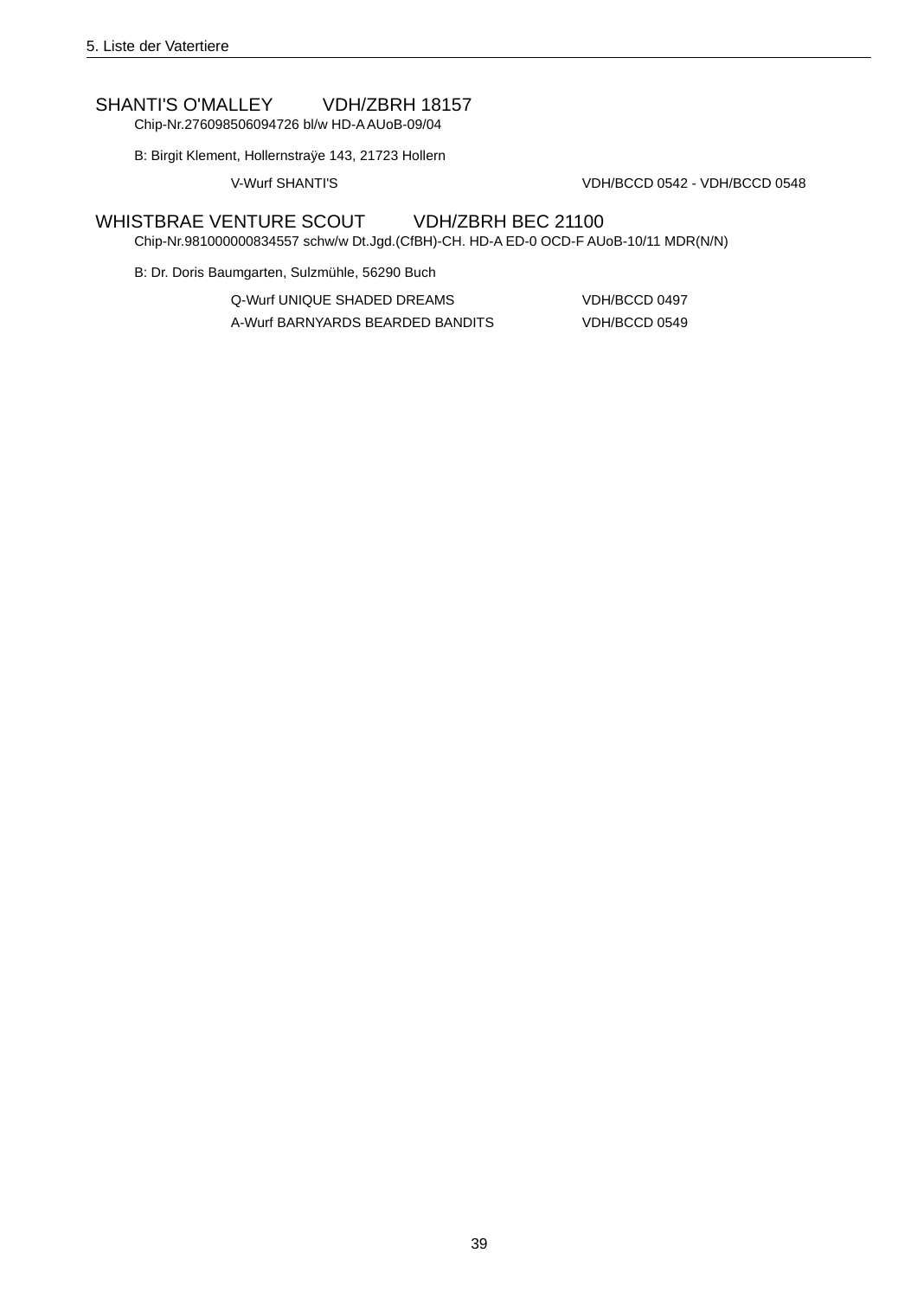## SHANTI'S O'MALLEY VDH/ZBRH 18157

Chip-Nr.276098506094726 bl/w HD-A AUoB-09/04

B: Birgit Klement, Hollernstraÿe 143, 21723 Hollern

| | |
|---|---|
| V-Wurf SHANTI'S | VDH/BCCD 0542 - VDH/BCCD 0548 |

## WHISTBRAE VENTURE SCOUT VDH/ZBRH BEC 21100

Chip-Nr.981000000834557 schw/w Dt.Jgd.(CfBH)-CH. HD-A ED-0 OCD-F AUoB-10/11 MDR(N/N)

B: Dr. Doris Baumgarten, Sulzmühle, 56290 Buch

| | |
|---|---|
| Q-Wurf UNIQUE SHADED DREAMS | VDH/BCCD 0497 |
| A-Wurf BARNYARDS BEARDED BANDITS | VDH/BCCD 0549 |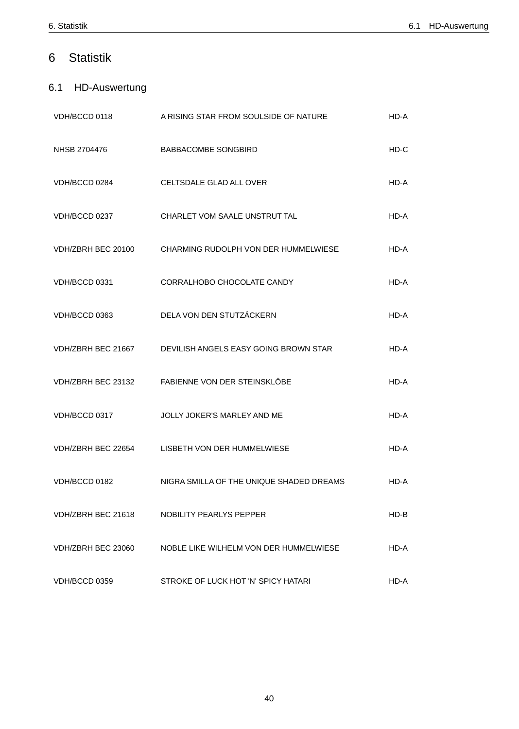# 6 Statistik

## 6.1 HD-Auswertung

| | | |
|---|---|---|
| VDH/BCCD 0118 | A RISING STAR FROM SOULSIDE OF NATURE | HD-A |
| NHSB 2704476 | BABBACOMBE SONGBIRD | HD-C |
| VDH/BCCD 0284 | CELTSDALE GLAD ALL OVER | HD-A |
| VDH/BCCD 0237 | CHARLET VOM SAALE UNSTRUT TAL | HD-A |
| VDH/ZBRH BEC 20100 | CHARMING RUDOLPH VON DER HUMMELWIESE | HD-A |
| VDH/BCCD 0331 | CORRALHOBO CHOCOLATE CANDY | HD-A |
| VDH/BCCD 0363 | DELA VON DEN STUTZÄCKERN | HD-A |
| VDH/ZBRH BEC 21667 | DEVILISH ANGELS EASY GOING BROWN STAR | HD-A |
| VDH/ZBRH BEC 23132 | FABIENNE VON DER STEINSKLÖBE | HD-A |
| VDH/BCCD 0317 | JOLLY JOKER'S MARLEY AND ME | HD-A |
| VDH/ZBRH BEC 22654 | LISBETH VON DER HUMMELWIESE | HD-A |
| VDH/BCCD 0182 | NIGRA SMILLA OF THE UNIQUE SHADED DREAMS | HD-A |
| VDH/ZBRH BEC 21618 | NOBILITY PEARLYS PEPPER | HD-B |
| VDH/ZBRH BEC 23060 | NOBLE LIKE WILHELM VON DER HUMMELWIESE | HD-A |
| VDH/BCCD 0359 | STROKE OF LUCK HOT 'N' SPICY HATARI | HD-A |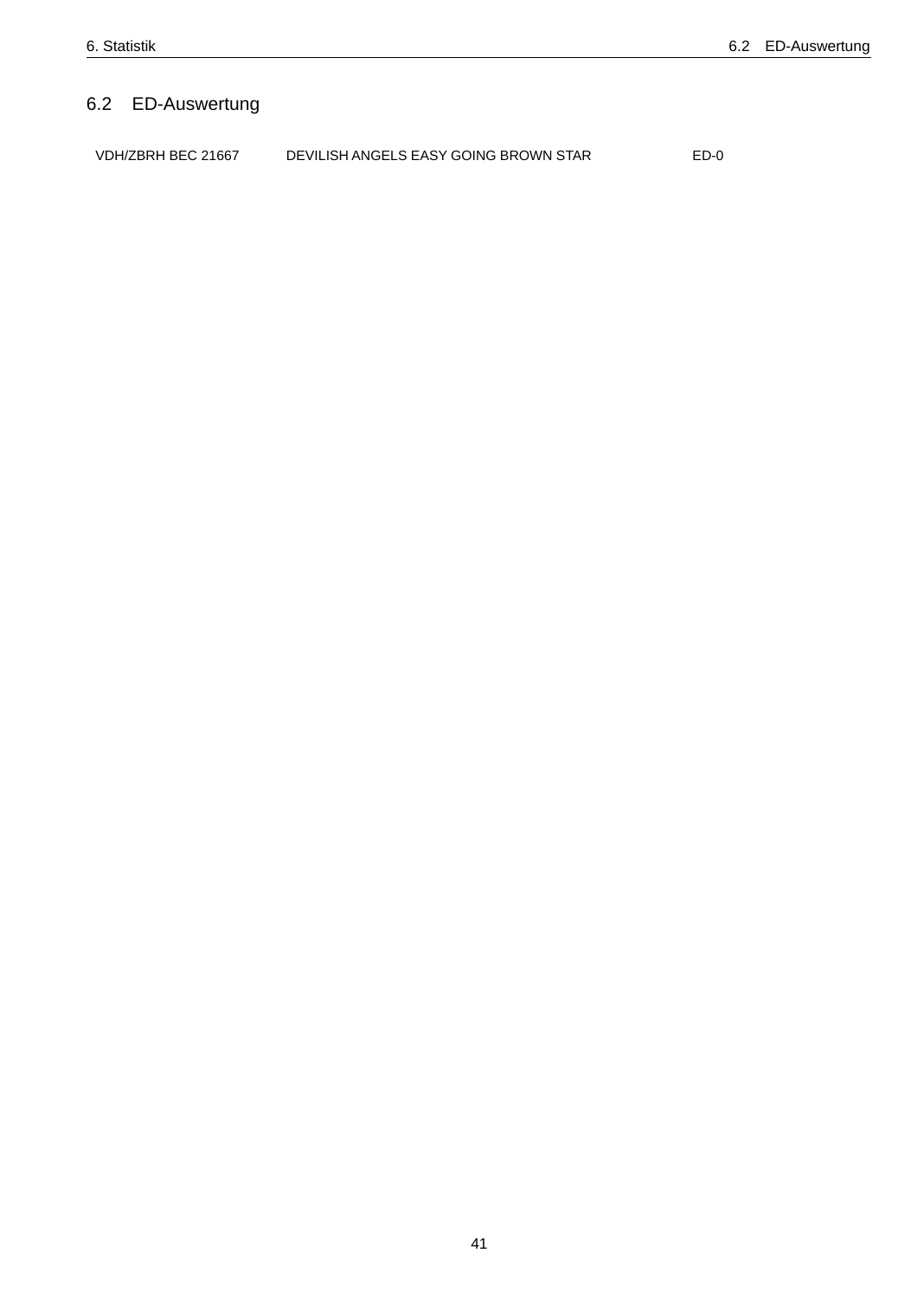## 6.2 ED-Auswertung

| VDH/ZBRH BEC 21667 | DEVILISH ANGELS EASY GOING BROWN STAR | ED-0 |
|---|---|---|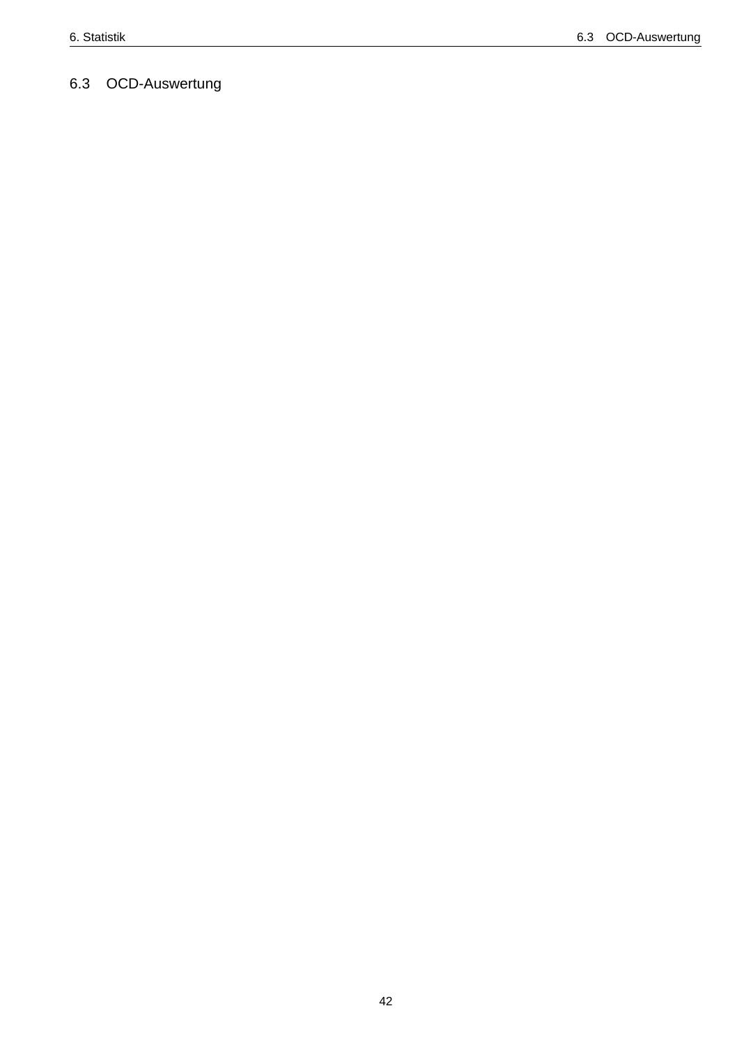## 6.3 OCD-Auswertung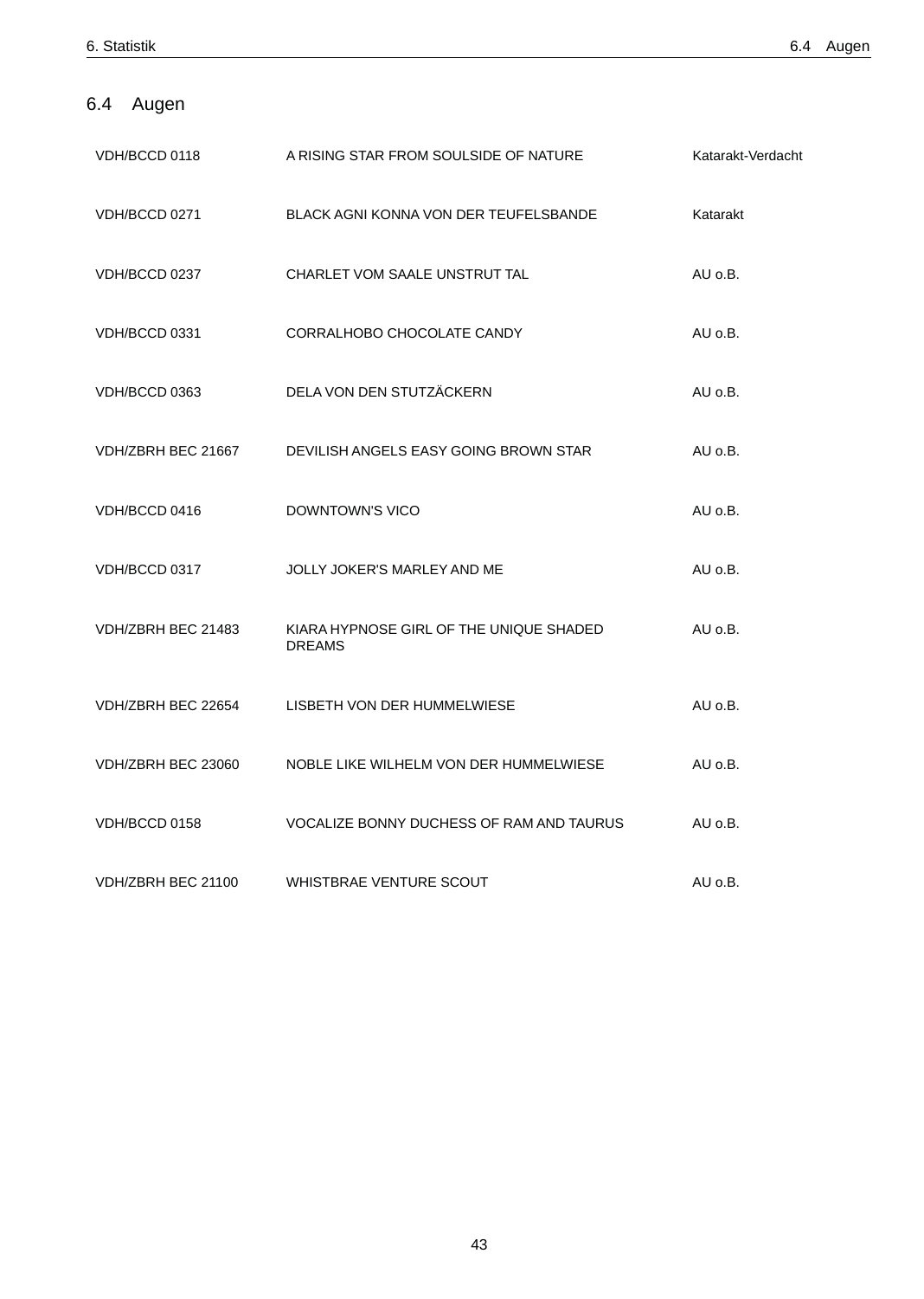## 6.4 Augen

| | | |
|---|---|---|
| VDH/BCCD 0118 | A RISING STAR FROM SOULSIDE OF NATURE | Katarakt-Verdacht |
| VDH/BCCD 0271 | BLACK AGNI KONNA VON DER TEUFELSBANDE | Katarakt |
| VDH/BCCD 0237 | CHARLET VOM SAALE UNSTRUT TAL | AU o.B. |
| VDH/BCCD 0331 | CORRALHOBO CHOCOLATE CANDY | AU o.B. |
| VDH/BCCD 0363 | DELA VON DEN STUTZÄCKERN | AU o.B. |
| VDH/ZBRH BEC 21667 | DEVILISH ANGELS EASY GOING BROWN STAR | AU o.B. |
| VDH/BCCD 0416 | DOWNTOWN'S VICO | AU o.B. |
| VDH/BCCD 0317 | JOLLY JOKER'S MARLEY AND ME | AU o.B. |
| VDH/ZBRH BEC 21483 | KIARA HYPNOSE GIRL OF THE UNIQUE SHADED DREAMS | AU o.B. |
| VDH/ZBRH BEC 22654 | LISBETH VON DER HUMMELWIESE | AU o.B. |
| VDH/ZBRH BEC 23060 | NOBLE LIKE WILHELM VON DER HUMMELWIESE | AU o.B. |
| VDH/BCCD 0158 | VOCALIZE BONNY DUCHESS OF RAM AND TAURUS | AU o.B. |
| VDH/ZBRH BEC 21100 | WHISTBRAE VENTURE SCOUT | AU o.B. |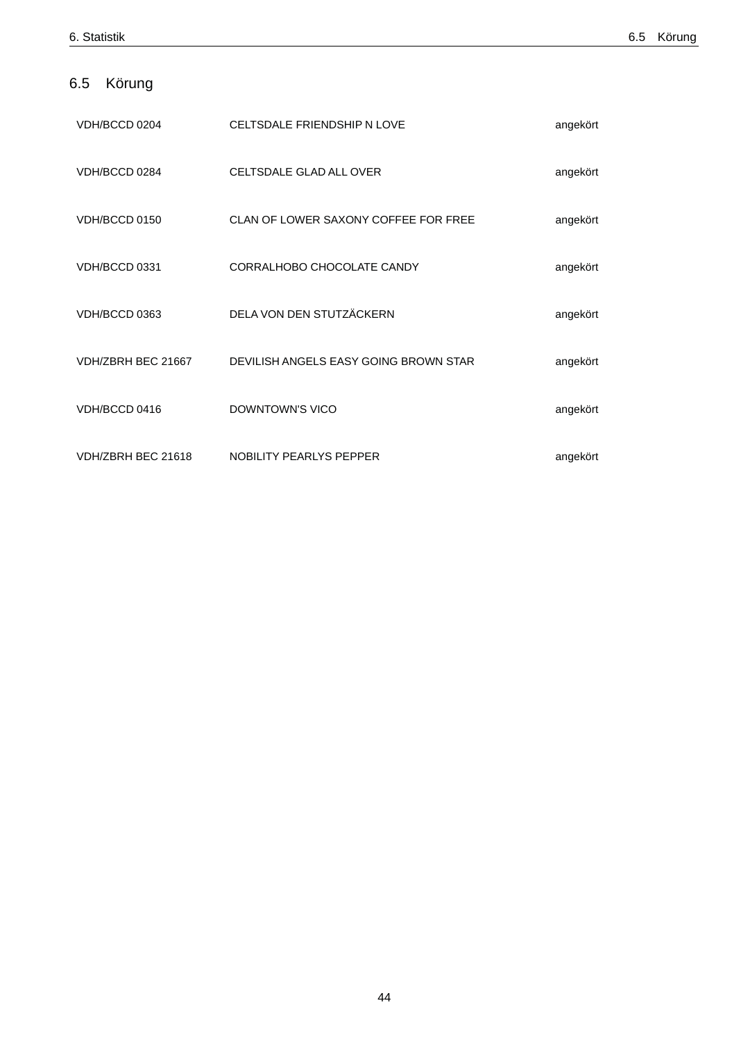## 6.5 Körung

| | | |
|---|---|---|
| VDH/BCCD 0204 | CELTSDALE FRIENDSHIP N LOVE | angekört |
| VDH/BCCD 0284 | CELTSDALE GLAD ALL OVER | angekört |
| VDH/BCCD 0150 | CLAN OF LOWER SAXONY COFFEE FOR FREE | angekört |
| VDH/BCCD 0331 | CORRALHOBO CHOCOLATE CANDY | angekört |
| VDH/BCCD 0363 | DELA VON DEN STUTZÄCKERN | angekört |
| VDH/ZBRH BEC 21667 | DEVILISH ANGELS EASY GOING BROWN STAR | angekört |
| VDH/BCCD 0416 | DOWNTOWN'S VICO | angekört |
| VDH/ZBRH BEC 21618 | NOBILITY PEARLYS PEPPER | angekört |